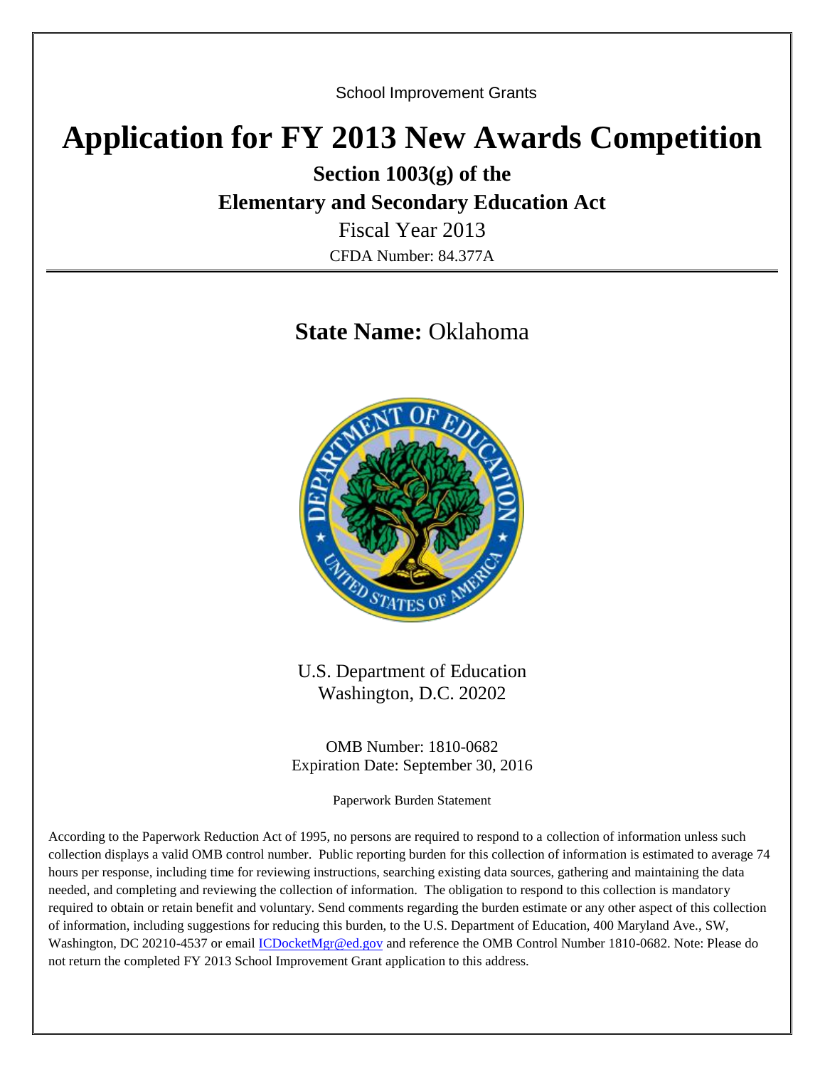School Improvement Grants

# Application for FY 2013 New Awards Competition

## Section 1003(g) of the

## Elementary and Secondary Education Act

Fiscal Year 2013

CFDA Number: 84.377A

## State Name: Oklahoma

U.S. Department of Education
Washington, D.C. 20202

OMB Number: 1810-0682
Expiration Date: September 30, 2016

Paperwork Burden Statement

According to the Paperwork Reduction Act of 1995, no persons are required to respond to a collection of information unless such collection displays a valid OMB control number. Public reporting burden for this collection of information is estimated to average 74 hours per response, including time for reviewing instructions, searching existing data sources, gathering and maintaining the data needed, and completing and reviewing the collection of information. The obligation to respond to this collection is mandatory required to obtain or retain benefit and voluntary. Send comments regarding the burden estimate or any other aspect of this collection of information, including suggestions for reducing this burden, to the U.S. Department of Education, 400 Maryland Ave., SW, Washington, DC 20210-4537 or email ICDocketMgr@ed.gov and reference the OMB Control Number 1810-0682. Note: Please do not return the completed FY 2013 School Improvement Grant application to this address.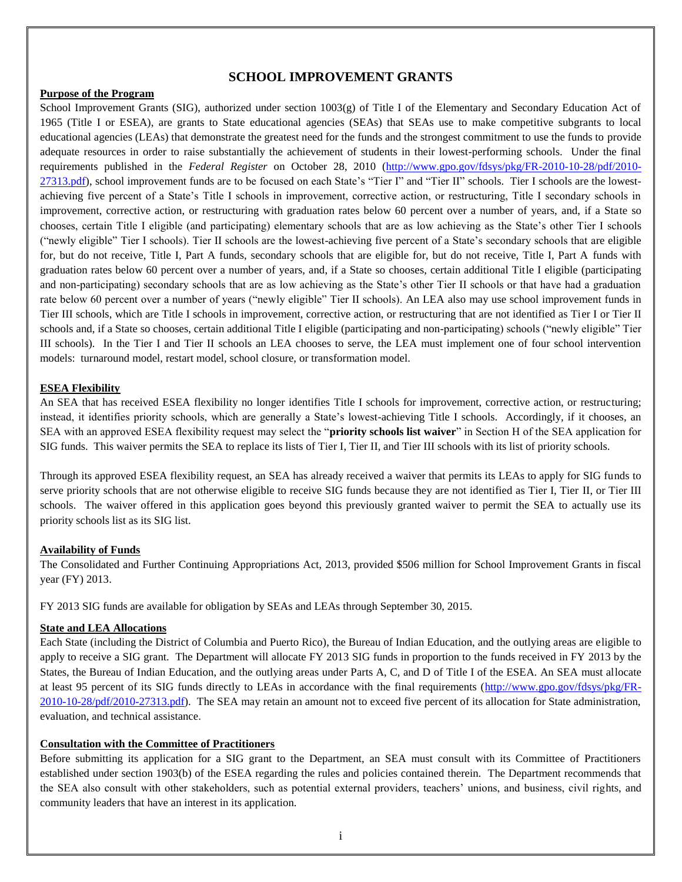# SCHOOL IMPROVEMENT GRANTS

**Purpose of the Program**

School Improvement Grants (SIG), authorized under section 1003(g) of Title I of the Elementary and Secondary Education Act of 1965 (Title I or ESEA), are grants to State educational agencies (SEAs) that SEAs use to make competitive subgrants to local educational agencies (LEAs) that demonstrate the greatest need for the funds and the strongest commitment to use the funds to provide adequate resources in order to raise substantially the achievement of students in their lowest-performing schools. Under the final requirements published in the *Federal Register* on October 28, 2010 (http://www.gpo.gov/fdsys/pkg/FR-2010-10-28/pdf/2010-27313.pdf), school improvement funds are to be focused on each State's "Tier I" and "Tier II" schools. Tier I schools are the lowest-achieving five percent of a State's Title I schools in improvement, corrective action, or restructuring, Title I secondary schools in improvement, corrective action, or restructuring with graduation rates below 60 percent over a number of years, and, if a State so chooses, certain Title I eligible (and participating) elementary schools that are as low achieving as the State's other Tier I schools ("newly eligible" Tier I schools). Tier II schools are the lowest-achieving five percent of a State's secondary schools that are eligible for, but do not receive, Title I, Part A funds, secondary schools that are eligible for, but do not receive, Title I, Part A funds with graduation rates below 60 percent over a number of years, and, if a State so chooses, certain additional Title I eligible (participating and non-participating) secondary schools that are as low achieving as the State's other Tier II schools or that have had a graduation rate below 60 percent over a number of years ("newly eligible" Tier II schools). An LEA also may use school improvement funds in Tier III schools, which are Title I schools in improvement, corrective action, or restructuring that are not identified as Tier I or Tier II schools and, if a State so chooses, certain additional Title I eligible (participating and non-participating) schools ("newly eligible" Tier III schools). In the Tier I and Tier II schools an LEA chooses to serve, the LEA must implement one of four school intervention models: turnaround model, restart model, school closure, or transformation model.

**ESEA Flexibility**

An SEA that has received ESEA flexibility no longer identifies Title I schools for improvement, corrective action, or restructuring; instead, it identifies priority schools, which are generally a State's lowest-achieving Title I schools. Accordingly, if it chooses, an SEA with an approved ESEA flexibility request may select the "**priority schools list waiver**" in Section H of the SEA application for SIG funds. This waiver permits the SEA to replace its lists of Tier I, Tier II, and Tier III schools with its list of priority schools.

Through its approved ESEA flexibility request, an SEA has already received a waiver that permits its LEAs to apply for SIG funds to serve priority schools that are not otherwise eligible to receive SIG funds because they are not identified as Tier I, Tier II, or Tier III schools. The waiver offered in this application goes beyond this previously granted waiver to permit the SEA to actually use its priority schools list as its SIG list.

**Availability of Funds**

The Consolidated and Further Continuing Appropriations Act, 2013, provided $506 million for School Improvement Grants in fiscal year (FY) 2013.

FY 2013 SIG funds are available for obligation by SEAs and LEAs through September 30, 2015.

**State and LEA Allocations**

Each State (including the District of Columbia and Puerto Rico), the Bureau of Indian Education, and the outlying areas are eligible to apply to receive a SIG grant. The Department will allocate FY 2013 SIG funds in proportion to the funds received in FY 2013 by the States, the Bureau of Indian Education, and the outlying areas under Parts A, C, and D of Title I of the ESEA. An SEA must allocate at least 95 percent of its SIG funds directly to LEAs in accordance with the final requirements (http://www.gpo.gov/fdsys/pkg/FR-2010-10-28/pdf/2010-27313.pdf). The SEA may retain an amount not to exceed five percent of its allocation for State administration, evaluation, and technical assistance.

**Consultation with the Committee of Practitioners**

Before submitting its application for a SIG grant to the Department, an SEA must consult with its Committee of Practitioners established under section 1903(b) of the ESEA regarding the rules and policies contained therein. The Department recommends that the SEA also consult with other stakeholders, such as potential external providers, teachers' unions, and business, civil rights, and community leaders that have an interest in its application.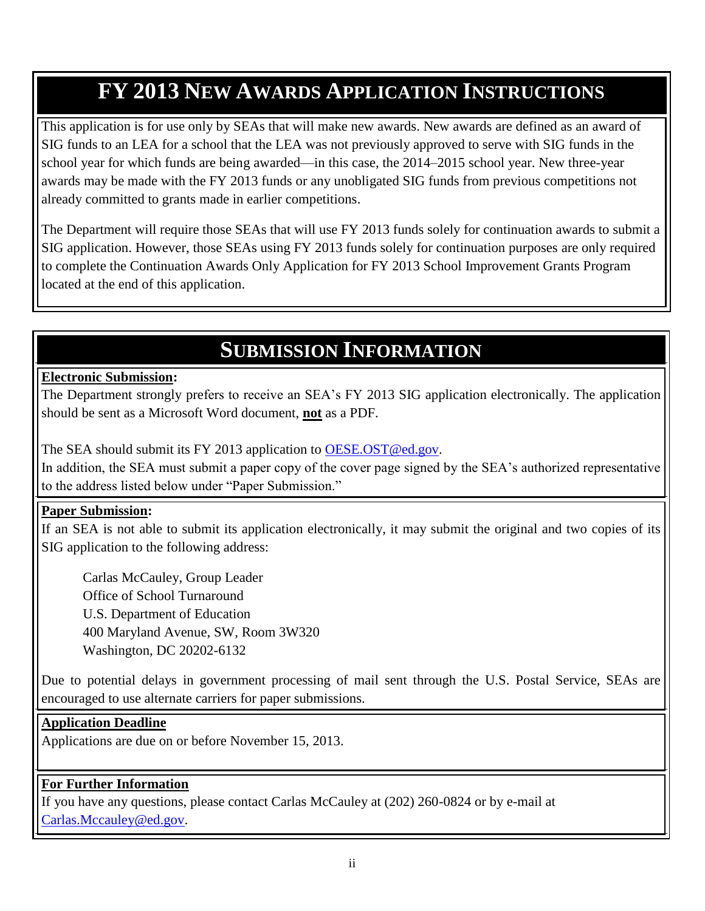# FY 2013 New Awards Application Instructions

This application is for use only by SEAs that will make new awards. New awards are defined as an award of SIG funds to an LEA for a school that the LEA was not previously approved to serve with SIG funds in the school year for which funds are being awarded—in this case, the 2014–2015 school year. New three-year awards may be made with the FY 2013 funds or any unobligated SIG funds from previous competitions not already committed to grants made in earlier competitions.

The Department will require those SEAs that will use FY 2013 funds solely for continuation awards to submit a SIG application. However, those SEAs using FY 2013 funds solely for continuation purposes are only required to complete the Continuation Awards Only Application for FY 2013 School Improvement Grants Program located at the end of this application.

# Submission Information

**Electronic Submission:**

The Department strongly prefers to receive an SEA's FY 2013 SIG application electronically. The application should be sent as a Microsoft Word document, **not** as a PDF.

The SEA should submit its FY 2013 application to OESE.OST@ed.gov.

In addition, the SEA must submit a paper copy of the cover page signed by the SEA's authorized representative to the address listed below under "Paper Submission."

**Paper Submission:**

If an SEA is not able to submit its application electronically, it may submit the original and two copies of its SIG application to the following address:

Carlas McCauley, Group Leader
Office of School Turnaround
U.S. Department of Education
400 Maryland Avenue, SW, Room 3W320
Washington, DC 20202-6132

Due to potential delays in government processing of mail sent through the U.S. Postal Service, SEAs are encouraged to use alternate carriers for paper submissions.

**Application Deadline**

Applications are due on or before November 15, 2013.

**For Further Information**

If you have any questions, please contact Carlas McCauley at (202) 260-0824 or by e-mail at Carlas.Mccauley@ed.gov.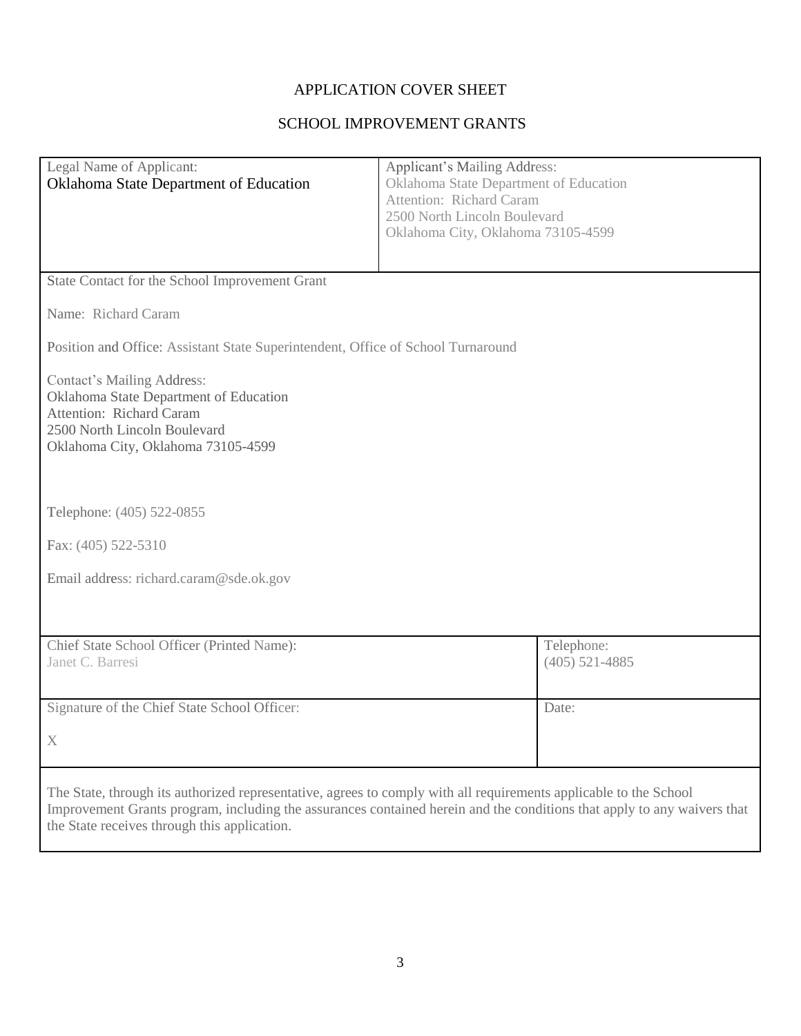# APPLICATION COVER SHEET

## SCHOOL IMPROVEMENT GRANTS

| Legal Name of Applicant:<br>Oklahoma State Department of Education | Applicant's Mailing Address:<br>Oklahoma State Department of Education<br>Attention: Richard Caram<br>2500 North Lincoln Boulevard<br>Oklahoma City, Oklahoma 73105-4599 |
|---|---|

State Contact for the School Improvement Grant

Name: Richard Caram

Position and Office: Assistant State Superintendent, Office of School Turnaround

Contact's Mailing Address:
Oklahoma State Department of Education
Attention: Richard Caram
2500 North Lincoln Boulevard
Oklahoma City, Oklahoma 73105-4599

Telephone: (405) 522-0855

Fax: (405) 522-5310

Email address: richard.caram@sde.ok.gov

| Chief State School Officer (Printed Name):<br>Janet C. Barresi | Telephone:<br>(405) 521-4885 |
|---|---|
| Signature of the Chief State School Officer:<br><br>X | Date: |

The State, through its authorized representative, agrees to comply with all requirements applicable to the School Improvement Grants program, including the assurances contained herein and the conditions that apply to any waivers that the State receives through this application.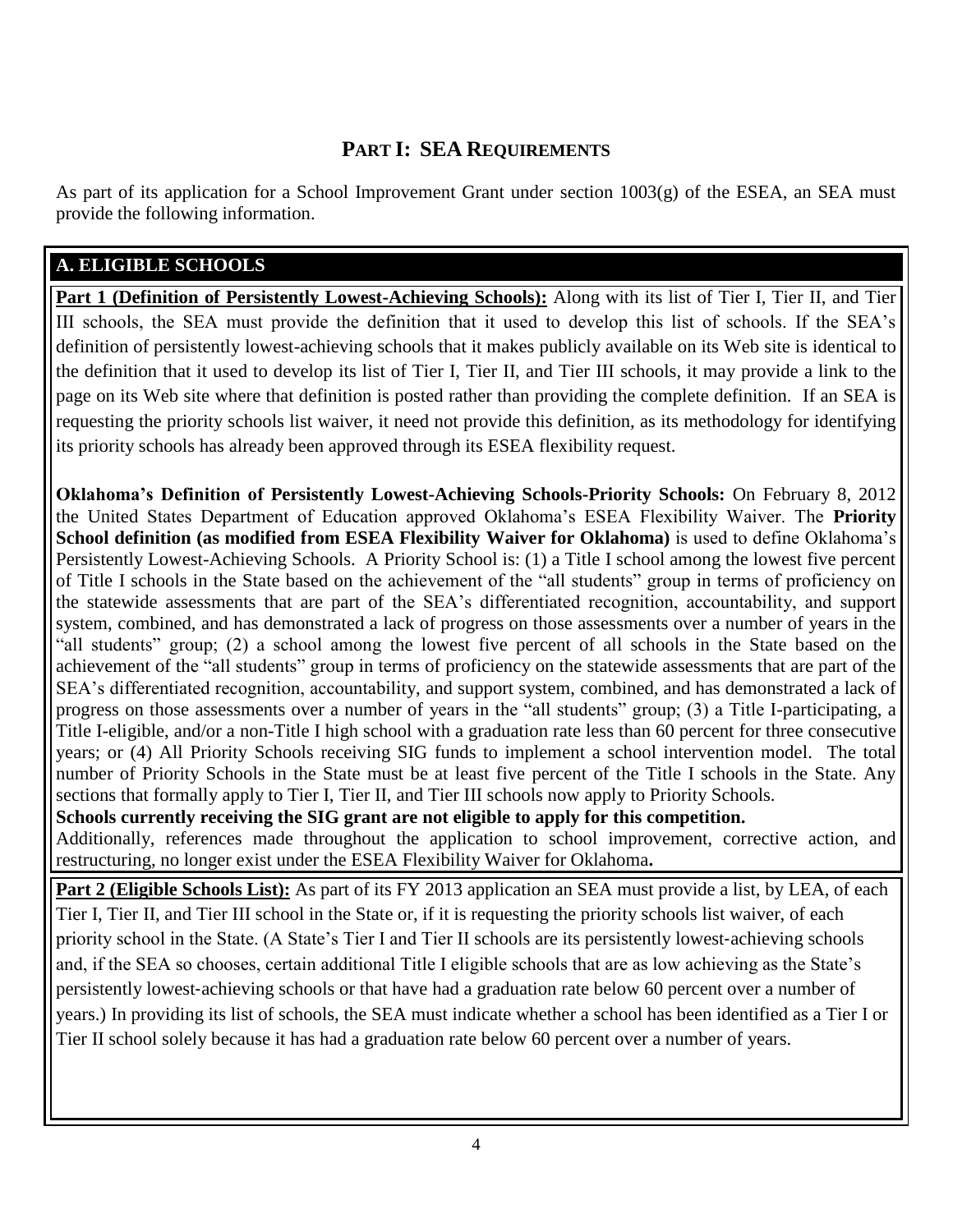## PART I: SEA REQUIREMENTS

As part of its application for a School Improvement Grant under section 1003(g) of the ESEA, an SEA must provide the following information.

### A. ELIGIBLE SCHOOLS

**Part 1 (Definition of Persistently Lowest-Achieving Schools):** Along with its list of Tier I, Tier II, and Tier III schools, the SEA must provide the definition that it used to develop this list of schools. If the SEA's definition of persistently lowest-achieving schools that it makes publicly available on its Web site is identical to the definition that it used to develop its list of Tier I, Tier II, and Tier III schools, it may provide a link to the page on its Web site where that definition is posted rather than providing the complete definition. If an SEA is requesting the priority schools list waiver, it need not provide this definition, as its methodology for identifying its priority schools has already been approved through its ESEA flexibility request.

**Oklahoma's Definition of Persistently Lowest-Achieving Schools-Priority Schools:** On February 8, 2012 the United States Department of Education approved Oklahoma's ESEA Flexibility Waiver. The **Priority School definition (as modified from ESEA Flexibility Waiver for Oklahoma)** is used to define Oklahoma's Persistently Lowest-Achieving Schools. A Priority School is: (1) a Title I school among the lowest five percent of Title I schools in the State based on the achievement of the "all students" group in terms of proficiency on the statewide assessments that are part of the SEA's differentiated recognition, accountability, and support system, combined, and has demonstrated a lack of progress on those assessments over a number of years in the "all students" group; (2) a school among the lowest five percent of all schools in the State based on the achievement of the "all students" group in terms of proficiency on the statewide assessments that are part of the SEA's differentiated recognition, accountability, and support system, combined, and has demonstrated a lack of progress on those assessments over a number of years in the "all students" group; (3) a Title I-participating, a Title I-eligible, and/or a non-Title I high school with a graduation rate less than 60 percent for three consecutive years; or (4) All Priority Schools receiving SIG funds to implement a school intervention model. The total number of Priority Schools in the State must be at least five percent of the Title I schools in the State. Any sections that formally apply to Tier I, Tier II, and Tier III schools now apply to Priority Schools.

**Schools currently receiving the SIG grant are not eligible to apply for this competition.**

Additionally, references made throughout the application to school improvement, corrective action, and restructuring, no longer exist under the ESEA Flexibility Waiver for Oklahoma**.**

**Part 2 (Eligible Schools List):** As part of its FY 2013 application an SEA must provide a list, by LEA, of each Tier I, Tier II, and Tier III school in the State or, if it is requesting the priority schools list waiver, of each priority school in the State. (A State's Tier I and Tier II schools are its persistently lowest-achieving schools and, if the SEA so chooses, certain additional Title I eligible schools that are as low achieving as the State's persistently lowest-achieving schools or that have had a graduation rate below 60 percent over a number of years.) In providing its list of schools, the SEA must indicate whether a school has been identified as a Tier I or Tier II school solely because it has had a graduation rate below 60 percent over a number of years.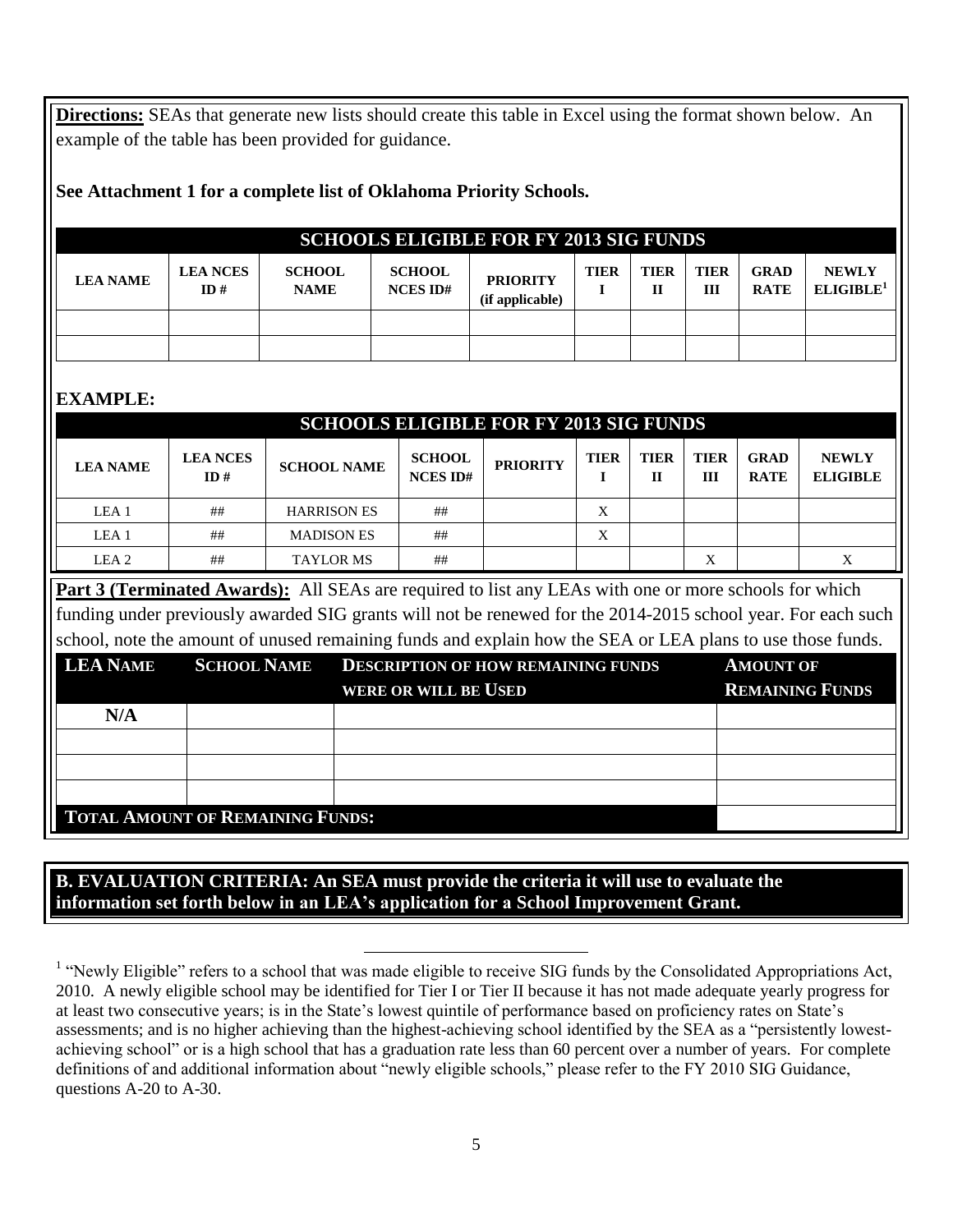**Directions:** SEAs that generate new lists should create this table in Excel using the format shown below. An example of the table has been provided for guidance.

**See Attachment 1 for a complete list of Oklahoma Priority Schools.**

| SCHOOLS ELIGIBLE FOR FY 2013 SIG FUNDS | | | | | | | | | |
|---|---|---|---|---|---|---|---|---|---|
| **LEA NAME** | **LEA NCES ID #** | **SCHOOL NAME** | **SCHOOL NCES ID#** | **PRIORITY (if applicable)** | **TIER I** | **TIER II** | **TIER III** | **GRAD RATE** | **NEWLY ELIGIBLE[1]** |
| | | | | | | | | | |
| | | | | | | | | | |

## EXAMPLE:

| SCHOOLS ELIGIBLE FOR FY 2013 SIG FUNDS | | | | | | | | | |
|---|---|---|---|---|---|---|---|---|---|
| **LEA NAME** | **LEA NCES ID #** | **SCHOOL NAME** | **SCHOOL NCES ID#** | **PRIORITY** | **TIER I** | **TIER II** | **TIER III** | **GRAD RATE** | **NEWLY ELIGIBLE** |
| LEA 1 | ## | HARRISON ES | ## | | X | | | | |
| LEA 1 | ## | MADISON ES | ## | | X | | | | |
| LEA 2 | ## | TAYLOR MS | ## | | | | X | | X |

**Part 3 (Terminated Awards):** All SEAs are required to list any LEAs with one or more schools for which funding under previously awarded SIG grants will not be renewed for the 2014-2015 school year. For each such school, note the amount of unused remaining funds and explain how the SEA or LEA plans to use those funds.

| LEA NAME | SCHOOL NAME | DESCRIPTION OF HOW REMAINING FUNDS WERE OR WILL BE USED | AMOUNT OF REMAINING FUNDS |
|---|---|---|---|
| N/A | | | |
| | | | |
| | | | |
| | | | |
| **TOTAL AMOUNT OF REMAINING FUNDS:** | | | |

**B. EVALUATION CRITERIA: An SEA must provide the criteria it will use to evaluate the information set forth below in an LEA's application for a School Improvement Grant.**

[1] "Newly Eligible" refers to a school that was made eligible to receive SIG funds by the Consolidated Appropriations Act, 2010. A newly eligible school may be identified for Tier I or Tier II because it has not made adequate yearly progress for at least two consecutive years; is in the State's lowest quintile of performance based on proficiency rates on State's assessments; and is no higher achieving than the highest-achieving school identified by the SEA as a "persistently lowest-achieving school" or is a high school that has a graduation rate less than 60 percent over a number of years. For complete definitions of and additional information about "newly eligible schools," please refer to the FY 2010 SIG Guidance, questions A-20 to A-30.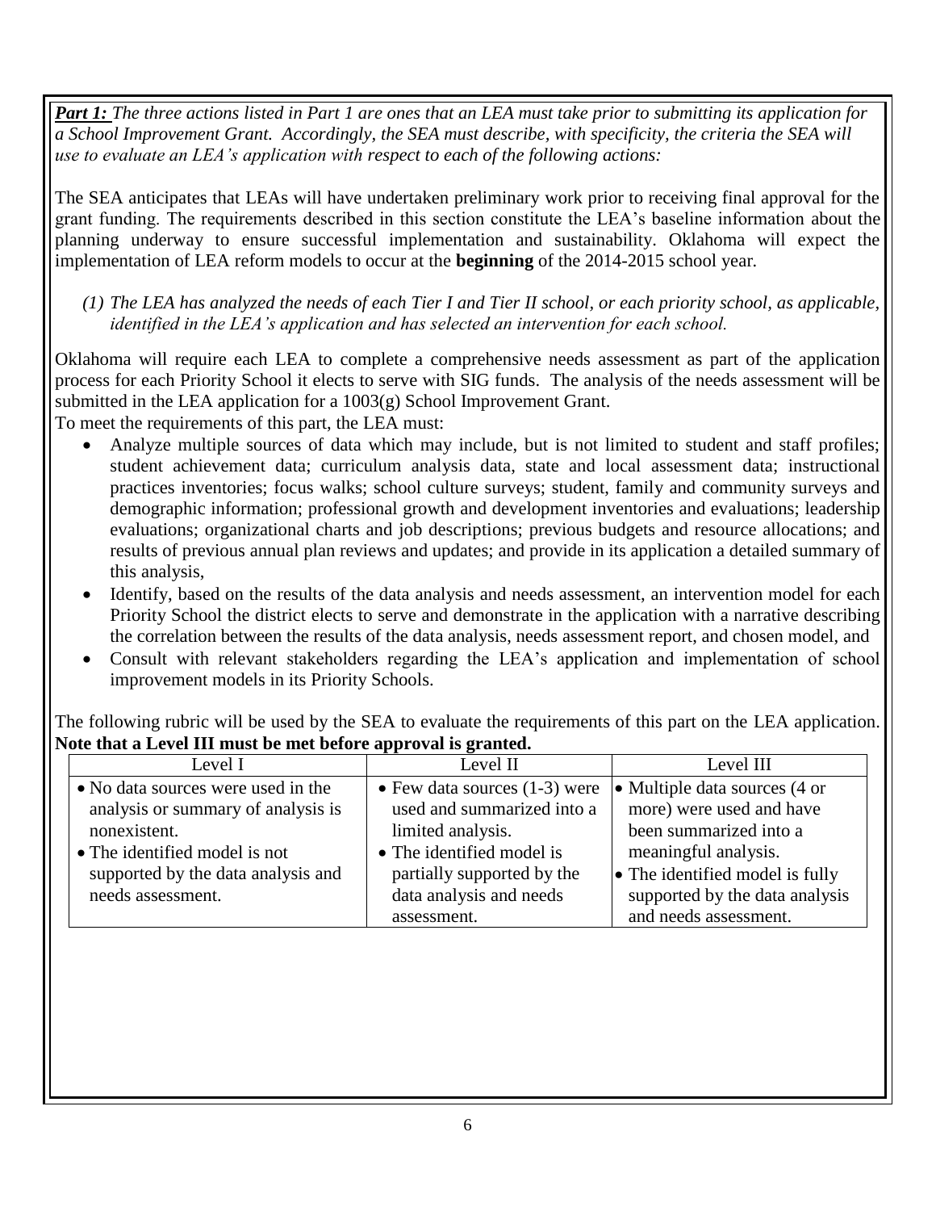***Part 1:*** *The three actions listed in Part 1 are ones that an LEA must take prior to submitting its application for a School Improvement Grant. Accordingly, the SEA must describe, with specificity, the criteria the SEA will use to evaluate an LEA's application with respect to each of the following actions:*

The SEA anticipates that LEAs will have undertaken preliminary work prior to receiving final approval for the grant funding. The requirements described in this section constitute the LEA's baseline information about the planning underway to ensure successful implementation and sustainability. Oklahoma will expect the implementation of LEA reform models to occur at the **beginning** of the 2014-2015 school year.

*(1) The LEA has analyzed the needs of each Tier I and Tier II school, or each priority school, as applicable, identified in the LEA's application and has selected an intervention for each school.*

Oklahoma will require each LEA to complete a comprehensive needs assessment as part of the application process for each Priority School it elects to serve with SIG funds. The analysis of the needs assessment will be submitted in the LEA application for a 1003(g) School Improvement Grant.

To meet the requirements of this part, the LEA must:

- Analyze multiple sources of data which may include, but is not limited to student and staff profiles; student achievement data; curriculum analysis data, state and local assessment data; instructional practices inventories; focus walks; school culture surveys; student, family and community surveys and demographic information; professional growth and development inventories and evaluations; leadership evaluations; organizational charts and job descriptions; previous budgets and resource allocations; and results of previous annual plan reviews and updates; and provide in its application a detailed summary of this analysis,
- Identify, based on the results of the data analysis and needs assessment, an intervention model for each Priority School the district elects to serve and demonstrate in the application with a narrative describing the correlation between the results of the data analysis, needs assessment report, and chosen model, and
- Consult with relevant stakeholders regarding the LEA's application and implementation of school improvement models in its Priority Schools.

The following rubric will be used by the SEA to evaluate the requirements of this part on the LEA application. **Note that a Level III must be met before approval is granted.**

| Level I | Level II | Level III |
|---|---|---|
| • No data sources were used in the analysis or summary of analysis is nonexistent.<br>• The identified model is not supported by the data analysis and needs assessment. | • Few data sources (1-3) were used and summarized into a limited analysis.<br>• The identified model is partially supported by the data analysis and needs assessment. | • Multiple data sources (4 or more) were used and have been summarized into a meaningful analysis.<br>• The identified model is fully supported by the data analysis and needs assessment. |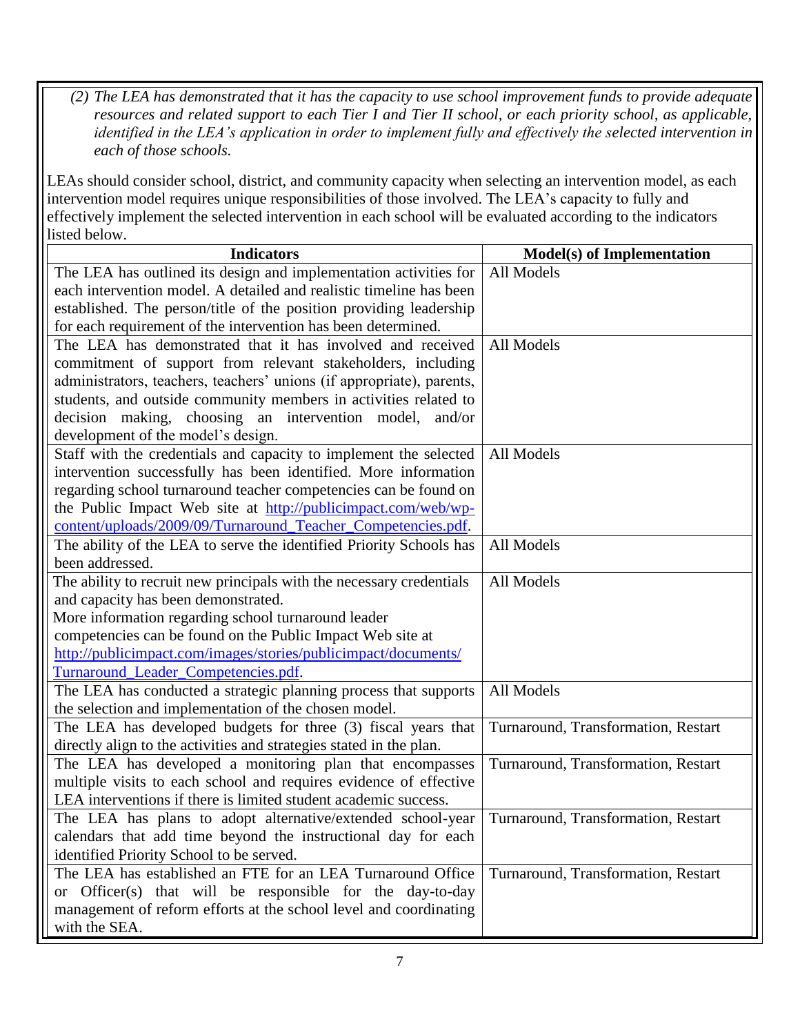*(2) The LEA has demonstrated that it has the capacity to use school improvement funds to provide adequate resources and related support to each Tier I and Tier II school, or each priority school, as applicable, identified in the LEA's application in order to implement fully and effectively the selected intervention in each of those schools.*

LEAs should consider school, district, and community capacity when selecting an intervention model, as each intervention model requires unique responsibilities of those involved. The LEA's capacity to fully and effectively implement the selected intervention in each school will be evaluated according to the indicators listed below.

| Indicators | Model(s) of Implementation |
|---|---|
| The LEA has outlined its design and implementation activities for each intervention model. A detailed and realistic timeline has been established. The person/title of the position providing leadership for each requirement of the intervention has been determined. | All Models |
| The LEA has demonstrated that it has involved and received commitment of support from relevant stakeholders, including administrators, teachers, teachers' unions (if appropriate), parents, students, and outside community members in activities related to decision making, choosing an intervention model, and/or development of the model's design. | All Models |
| Staff with the credentials and capacity to implement the selected intervention successfully has been identified. More information regarding school turnaround teacher competencies can be found on the Public Impact Web site at http://publicimpact.com/web/wp-content/uploads/2009/09/Turnaround_Teacher_Competencies.pdf. | All Models |
| The ability of the LEA to serve the identified Priority Schools has been addressed. | All Models |
| The ability to recruit new principals with the necessary credentials and capacity has been demonstrated. More information regarding school turnaround leader competencies can be found on the Public Impact Web site at http://publicimpact.com/images/stories/publicimpact/documents/Turnaround_Leader_Competencies.pdf. | All Models |
| The LEA has conducted a strategic planning process that supports the selection and implementation of the chosen model. | All Models |
| The LEA has developed budgets for three (3) fiscal years that directly align to the activities and strategies stated in the plan. | Turnaround, Transformation, Restart |
| The LEA has developed a monitoring plan that encompasses multiple visits to each school and requires evidence of effective LEA interventions if there is limited student academic success. | Turnaround, Transformation, Restart |
| The LEA has plans to adopt alternative/extended school-year calendars that add time beyond the instructional day for each identified Priority School to be served. | Turnaround, Transformation, Restart |
| The LEA has established an FTE for an LEA Turnaround Office or Officer(s) that will be responsible for the day-to-day management of reform efforts at the school level and coordinating with the SEA. | Turnaround, Transformation, Restart |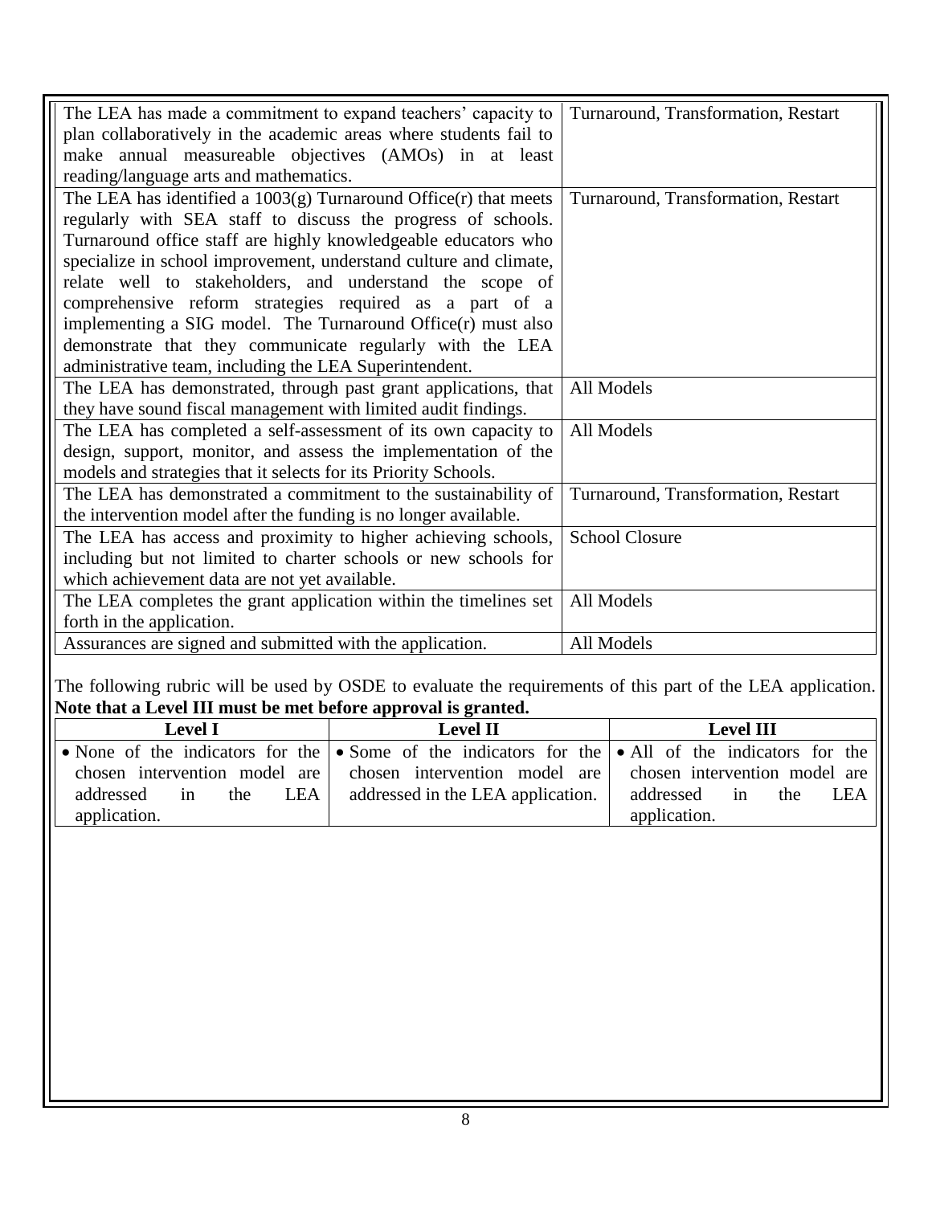| | |
|---|---|
| The LEA has made a commitment to expand teachers' capacity to plan collaboratively in the academic areas where students fail to make annual measureable objectives (AMOs) in at least reading/language arts and mathematics. | Turnaround, Transformation, Restart |
| The LEA has identified a 1003(g) Turnaround Office(r) that meets regularly with SEA staff to discuss the progress of schools. Turnaround office staff are highly knowledgeable educators who specialize in school improvement, understand culture and climate, relate well to stakeholders, and understand the scope of comprehensive reform strategies required as a part of a implementing a SIG model. The Turnaround Office(r) must also demonstrate that they communicate regularly with the LEA administrative team, including the LEA Superintendent. | Turnaround, Transformation, Restart |
| The LEA has demonstrated, through past grant applications, that they have sound fiscal management with limited audit findings. | All Models |
| The LEA has completed a self-assessment of its own capacity to design, support, monitor, and assess the implementation of the models and strategies that it selects for its Priority Schools. | All Models |
| The LEA has demonstrated a commitment to the sustainability of the intervention model after the funding is no longer available. | Turnaround, Transformation, Restart |
| The LEA has access and proximity to higher achieving schools, including but not limited to charter schools or new schools for which achievement data are not yet available. | School Closure |
| The LEA completes the grant application within the timelines set forth in the application. | All Models |
| Assurances are signed and submitted with the application. | All Models |

The following rubric will be used by OSDE to evaluate the requirements of this part of the LEA application. **Note that a Level III must be met before approval is granted.**

| Level I | Level II | Level III |
|---|---|---|
| • None of the indicators for the chosen intervention model are addressed in the LEA application. | • Some of the indicators for the chosen intervention model are addressed in the LEA application. | • All of the indicators for the chosen intervention model are addressed in the LEA application. |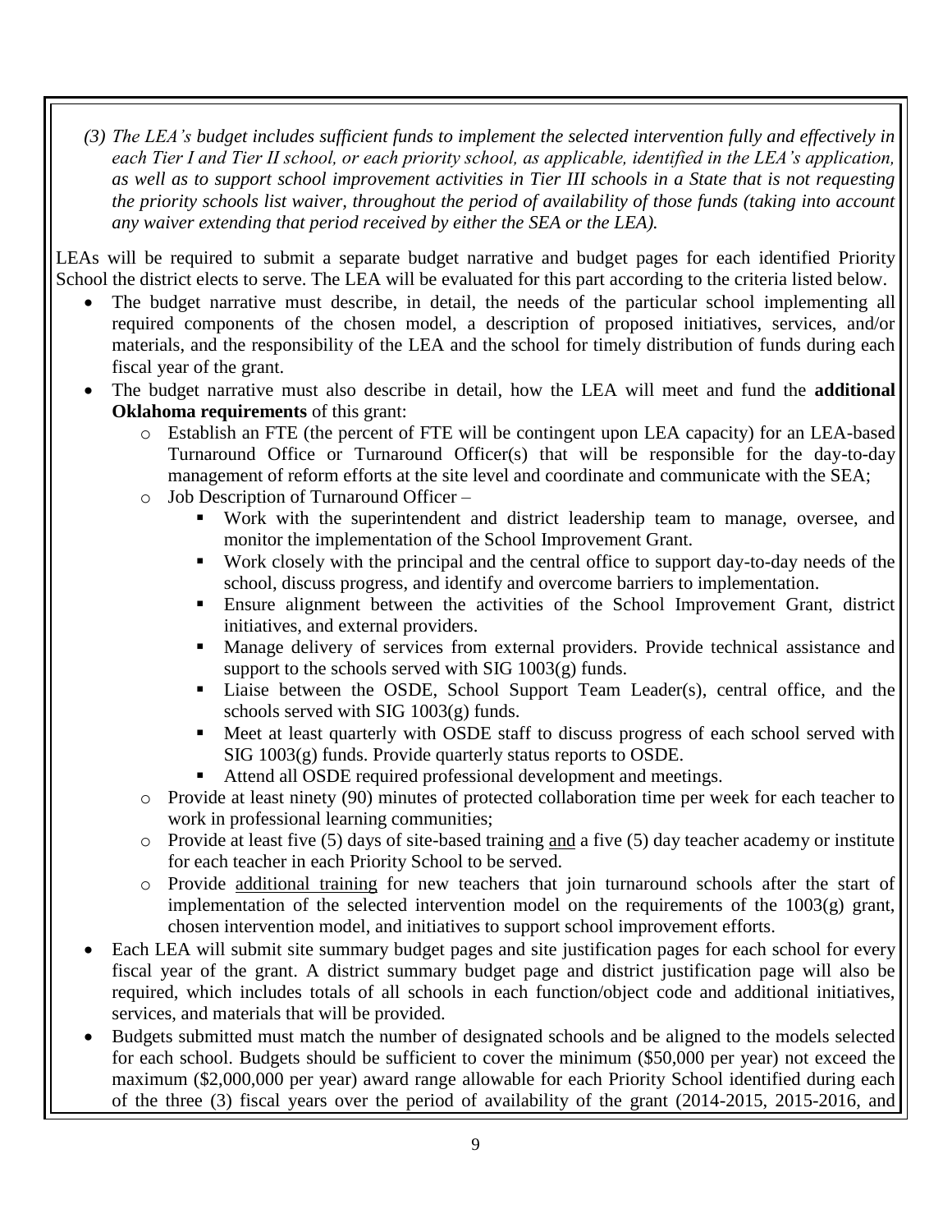*(3) The LEA's budget includes sufficient funds to implement the selected intervention fully and effectively in each Tier I and Tier II school, or each priority school, as applicable, identified in the LEA's application, as well as to support school improvement activities in Tier III schools in a State that is not requesting the priority schools list waiver, throughout the period of availability of those funds (taking into account any waiver extending that period received by either the SEA or the LEA).*

LEAs will be required to submit a separate budget narrative and budget pages for each identified Priority School the district elects to serve. The LEA will be evaluated for this part according to the criteria listed below.

- The budget narrative must describe, in detail, the needs of the particular school implementing all required components of the chosen model, a description of proposed initiatives, services, and/or materials, and the responsibility of the LEA and the school for timely distribution of funds during each fiscal year of the grant.
- The budget narrative must also describe in detail, how the LEA will meet and fund the **additional Oklahoma requirements** of this grant:
  - Establish an FTE (the percent of FTE will be contingent upon LEA capacity) for an LEA-based Turnaround Office or Turnaround Officer(s) that will be responsible for the day-to-day management of reform efforts at the site level and coordinate and communicate with the SEA;
  - Job Description of Turnaround Officer –
    - Work with the superintendent and district leadership team to manage, oversee, and monitor the implementation of the School Improvement Grant.
    - Work closely with the principal and the central office to support day-to-day needs of the school, discuss progress, and identify and overcome barriers to implementation.
    - Ensure alignment between the activities of the School Improvement Grant, district initiatives, and external providers.
    - Manage delivery of services from external providers. Provide technical assistance and support to the schools served with SIG 1003(g) funds.
    - Liaise between the OSDE, School Support Team Leader(s), central office, and the schools served with SIG 1003(g) funds.
    - Meet at least quarterly with OSDE staff to discuss progress of each school served with SIG 1003(g) funds. Provide quarterly status reports to OSDE.
    - Attend all OSDE required professional development and meetings.
  - Provide at least ninety (90) minutes of protected collaboration time per week for each teacher to work in professional learning communities;
  - Provide at least five (5) days of site-based training <u>and</u> a five (5) day teacher academy or institute for each teacher in each Priority School to be served.
  - Provide <u>additional training</u> for new teachers that join turnaround schools after the start of implementation of the selected intervention model on the requirements of the 1003(g) grant, chosen intervention model, and initiatives to support school improvement efforts.
- Each LEA will submit site summary budget pages and site justification pages for each school for every fiscal year of the grant. A district summary budget page and district justification page will also be required, which includes totals of all schools in each function/object code and additional initiatives, services, and materials that will be provided.
- Budgets submitted must match the number of designated schools and be aligned to the models selected for each school. Budgets should be sufficient to cover the minimum ($50,000 per year) not exceed the maximum ($2,000,000 per year) award range allowable for each Priority School identified during each of the three (3) fiscal years over the period of availability of the grant (2014-2015, 2015-2016, and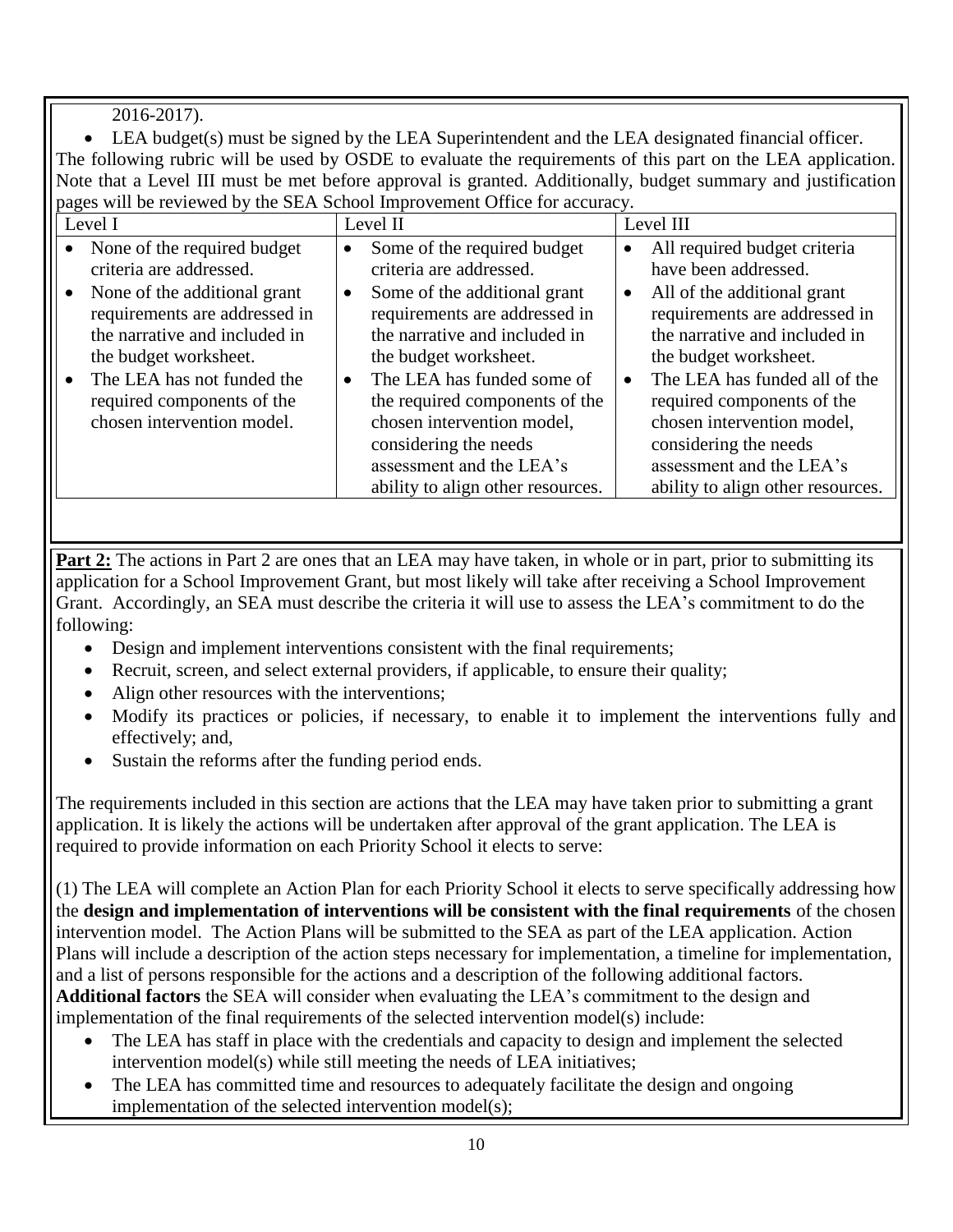2016-2017).

- LEA budget(s) must be signed by the LEA Superintendent and the LEA designated financial officer.

The following rubric will be used by OSDE to evaluate the requirements of this part on the LEA application. Note that a Level III must be met before approval is granted. Additionally, budget summary and justification pages will be reviewed by the SEA School Improvement Office for accuracy.

| Level I | Level II | Level III |
|---|---|---|
| • None of the required budget criteria are addressed.<br>• None of the additional grant requirements are addressed in the narrative and included in the budget worksheet.<br>• The LEA has not funded the required components of the chosen intervention model. | • Some of the required budget criteria are addressed.<br>• Some of the additional grant requirements are addressed in the narrative and included in the budget worksheet.<br>• The LEA has funded some of the required components of the chosen intervention model, considering the needs assessment and the LEA's ability to align other resources. | • All required budget criteria have been addressed.<br>• All of the additional grant requirements are addressed in the narrative and included in the budget worksheet.<br>• The LEA has funded all of the required components of the chosen intervention model, considering the needs assessment and the LEA's ability to align other resources. |

**Part 2:** The actions in Part 2 are ones that an LEA may have taken, in whole or in part, prior to submitting its application for a School Improvement Grant, but most likely will take after receiving a School Improvement Grant. Accordingly, an SEA must describe the criteria it will use to assess the LEA's commitment to do the following:

- Design and implement interventions consistent with the final requirements;
- Recruit, screen, and select external providers, if applicable, to ensure their quality;
- Align other resources with the interventions;
- Modify its practices or policies, if necessary, to enable it to implement the interventions fully and effectively; and,
- Sustain the reforms after the funding period ends.

The requirements included in this section are actions that the LEA may have taken prior to submitting a grant application. It is likely the actions will be undertaken after approval of the grant application. The LEA is required to provide information on each Priority School it elects to serve:

(1) The LEA will complete an Action Plan for each Priority School it elects to serve specifically addressing how the **design and implementation of interventions will be consistent with the final requirements** of the chosen intervention model. The Action Plans will be submitted to the SEA as part of the LEA application. Action Plans will include a description of the action steps necessary for implementation, a timeline for implementation, and a list of persons responsible for the actions and a description of the following additional factors.
**Additional factors** the SEA will consider when evaluating the LEA's commitment to the design and implementation of the final requirements of the selected intervention model(s) include:

- The LEA has staff in place with the credentials and capacity to design and implement the selected intervention model(s) while still meeting the needs of LEA initiatives;
- The LEA has committed time and resources to adequately facilitate the design and ongoing implementation of the selected intervention model(s);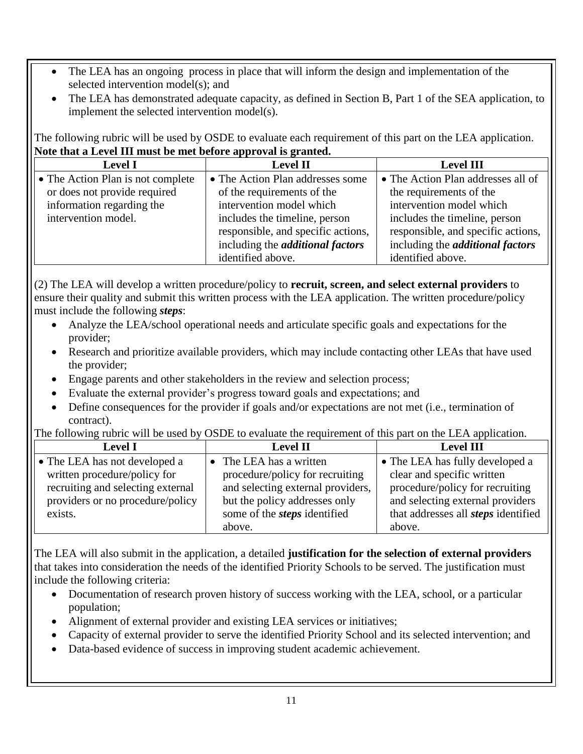- The LEA has an ongoing process in place that will inform the design and implementation of the selected intervention model(s); and
- The LEA has demonstrated adequate capacity, as defined in Section B, Part 1 of the SEA application, to implement the selected intervention model(s).

The following rubric will be used by OSDE to evaluate each requirement of this part on the LEA application. **Note that a Level III must be met before approval is granted.**

| Level I | Level II | Level III |
|---|---|---|
| • The Action Plan is not complete or does not provide required information regarding the intervention model. | • The Action Plan addresses some of the requirements of the intervention model which includes the timeline, person responsible, and specific actions, including the ***additional factors*** identified above. | • The Action Plan addresses all of the requirements of the intervention model which includes the timeline, person responsible, and specific actions, including the ***additional factors*** identified above. |

(2) The LEA will develop a written procedure/policy to **recruit, screen, and select external providers** to ensure their quality and submit this written process with the LEA application. The written procedure/policy must include the following ***steps***:

- Analyze the LEA/school operational needs and articulate specific goals and expectations for the provider;
- Research and prioritize available providers, which may include contacting other LEAs that have used the provider;
- Engage parents and other stakeholders in the review and selection process;
- Evaluate the external provider's progress toward goals and expectations; and
- Define consequences for the provider if goals and/or expectations are not met (i.e., termination of contract).

The following rubric will be used by OSDE to evaluate the requirement of this part on the LEA application.

| Level I | Level II | Level III |
|---|---|---|
| • The LEA has not developed a written procedure/policy for recruiting and selecting external providers or no procedure/policy exists. | • The LEA has a written procedure/policy for recruiting and selecting external providers, but the policy addresses only some of the ***steps*** identified above. | • The LEA has fully developed a clear and specific written procedure/policy for recruiting and selecting external providers that addresses all ***steps*** identified above. |

The LEA will also submit in the application, a detailed **justification for the selection of external providers** that takes into consideration the needs of the identified Priority Schools to be served. The justification must include the following criteria:

- Documentation of research proven history of success working with the LEA, school, or a particular population;
- Alignment of external provider and existing LEA services or initiatives;
- Capacity of external provider to serve the identified Priority School and its selected intervention; and
- Data-based evidence of success in improving student academic achievement.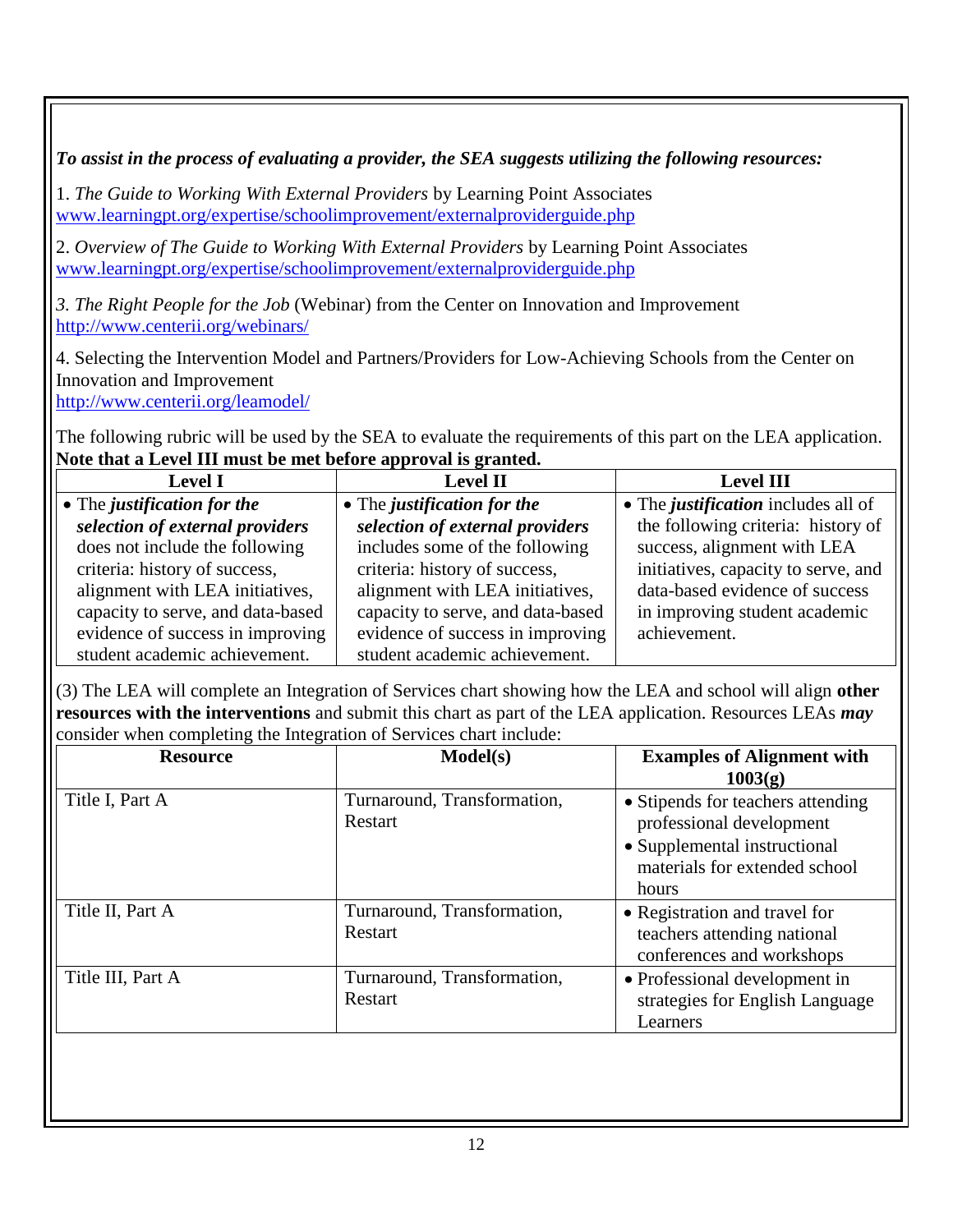***To assist in the process of evaluating a provider, the SEA suggests utilizing the following resources:***

1. *The Guide to Working With External Providers* by Learning Point Associates
www.learningpt.org/expertise/schoolimprovement/externalproviderguide.php

2. *Overview of The Guide to Working With External Providers* by Learning Point Associates
www.learningpt.org/expertise/schoolimprovement/externalproviderguide.php

*3. The Right People for the Job* (Webinar) from the Center on Innovation and Improvement
http://www.centerii.org/webinars/

4. Selecting the Intervention Model and Partners/Providers for Low-Achieving Schools from the Center on Innovation and Improvement
http://www.centerii.org/leamodel/

The following rubric will be used by the SEA to evaluate the requirements of this part on the LEA application. **Note that a Level III must be met before approval is granted.**

| Level I | Level II | Level III |
|---|---|---|
| • The ***justification for the selection of external providers*** does not include the following criteria: history of success, alignment with LEA initiatives, capacity to serve, and data-based evidence of success in improving student academic achievement. | • The ***justification for the selection of external providers*** includes some of the following criteria: history of success, alignment with LEA initiatives, capacity to serve, and data-based evidence of success in improving student academic achievement. | • The ***justification*** includes all of the following criteria: history of success, alignment with LEA initiatives, capacity to serve, and data-based evidence of success in improving student academic achievement. |

(3) The LEA will complete an Integration of Services chart showing how the LEA and school will align **other resources with the interventions** and submit this chart as part of the LEA application. Resources LEAs ***may*** consider when completing the Integration of Services chart include:

| Resource | Model(s) | Examples of Alignment with 1003(g) |
|---|---|---|
| Title I, Part A | Turnaround, Transformation, Restart | • Stipends for teachers attending professional development<br>• Supplemental instructional materials for extended school hours |
| Title II, Part A | Turnaround, Transformation, Restart | • Registration and travel for teachers attending national conferences and workshops |
| Title III, Part A | Turnaround, Transformation, Restart | • Professional development in strategies for English Language Learners |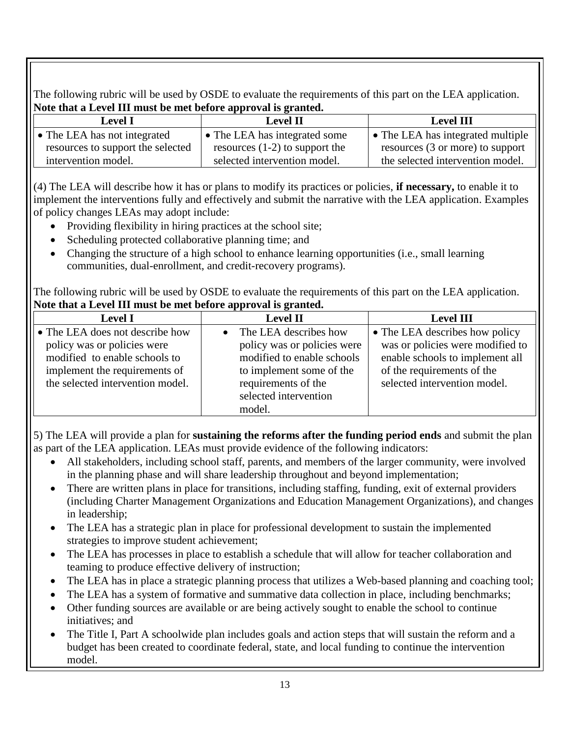The following rubric will be used by OSDE to evaluate the requirements of this part on the LEA application. **Note that a Level III must be met before approval is granted.**

| Level I | Level II | Level III |
|---|---|---|
| • The LEA has not integrated resources to support the selected intervention model. | • The LEA has integrated some resources (1-2) to support the selected intervention model. | • The LEA has integrated multiple resources (3 or more) to support the selected intervention model. |

(4) The LEA will describe how it has or plans to modify its practices or policies, **if necessary,** to enable it to implement the interventions fully and effectively and submit the narrative with the LEA application. Examples of policy changes LEAs may adopt include:

- Providing flexibility in hiring practices at the school site;
- Scheduling protected collaborative planning time; and
- Changing the structure of a high school to enhance learning opportunities (i.e., small learning communities, dual-enrollment, and credit-recovery programs).

The following rubric will be used by OSDE to evaluate the requirements of this part on the LEA application. **Note that a Level III must be met before approval is granted.**

| Level I | Level II | Level III |
|---|---|---|
| • The LEA does not describe how policy was or policies were modified to enable schools to implement the requirements of the selected intervention model. | • The LEA describes how policy was or policies were modified to enable schools to implement some of the requirements of the selected intervention model. | • The LEA describes how policy was or policies were modified to enable schools to implement all of the requirements of the selected intervention model. |

5) The LEA will provide a plan for **sustaining the reforms after the funding period ends** and submit the plan as part of the LEA application. LEAs must provide evidence of the following indicators:

- All stakeholders, including school staff, parents, and members of the larger community, were involved in the planning phase and will share leadership throughout and beyond implementation;
- There are written plans in place for transitions, including staffing, funding, exit of external providers (including Charter Management Organizations and Education Management Organizations), and changes in leadership;
- The LEA has a strategic plan in place for professional development to sustain the implemented strategies to improve student achievement;
- The LEA has processes in place to establish a schedule that will allow for teacher collaboration and teaming to produce effective delivery of instruction;
- The LEA has in place a strategic planning process that utilizes a Web-based planning and coaching tool;
- The LEA has a system of formative and summative data collection in place, including benchmarks;
- Other funding sources are available or are being actively sought to enable the school to continue initiatives; and
- The Title I, Part A schoolwide plan includes goals and action steps that will sustain the reform and a budget has been created to coordinate federal, state, and local funding to continue the intervention model.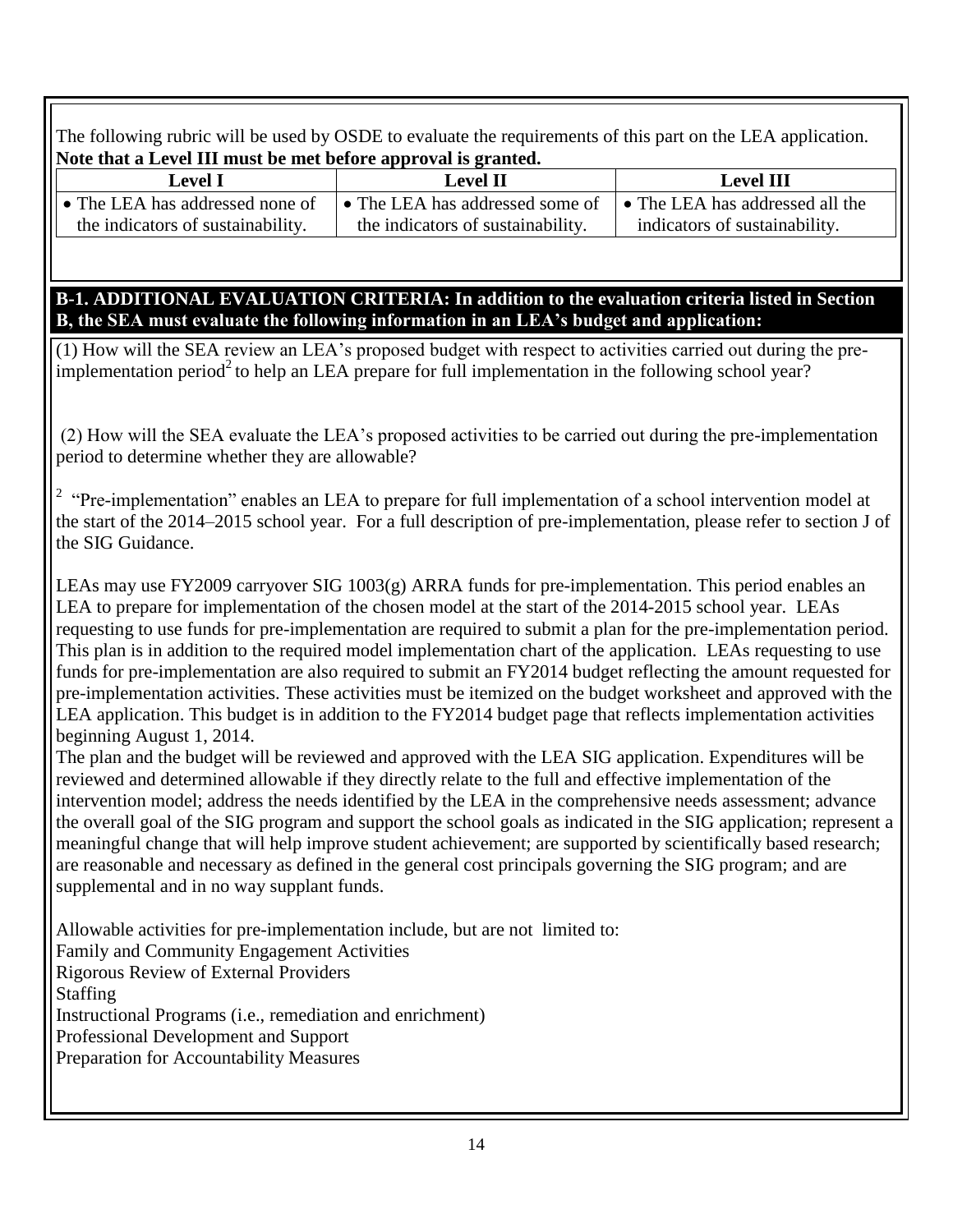The following rubric will be used by OSDE to evaluate the requirements of this part on the LEA application. **Note that a Level III must be met before approval is granted.**

| Level I | Level II | Level III |
|---|---|---|
| • The LEA has addressed none of the indicators of sustainability. | • The LEA has addressed some of the indicators of sustainability. | • The LEA has addressed all the indicators of sustainability. |

## B-1. ADDITIONAL EVALUATION CRITERIA: In addition to the evaluation criteria listed in Section B, the SEA must evaluate the following information in an LEA's budget and application:

(1) How will the SEA review an LEA's proposed budget with respect to activities carried out during the pre-implementation period[2] to help an LEA prepare for full implementation in the following school year?

(2) How will the SEA evaluate the LEA's proposed activities to be carried out during the pre-implementation period to determine whether they are allowable?

[2] "Pre-implementation" enables an LEA to prepare for full implementation of a school intervention model at the start of the 2014–2015 school year. For a full description of pre-implementation, please refer to section J of the SIG Guidance.

LEAs may use FY2009 carryover SIG 1003(g) ARRA funds for pre-implementation. This period enables an LEA to prepare for implementation of the chosen model at the start of the 2014-2015 school year. LEAs requesting to use funds for pre-implementation are required to submit a plan for the pre-implementation period. This plan is in addition to the required model implementation chart of the application. LEAs requesting to use funds for pre-implementation are also required to submit an FY2014 budget reflecting the amount requested for pre-implementation activities. These activities must be itemized on the budget worksheet and approved with the LEA application. This budget is in addition to the FY2014 budget page that reflects implementation activities beginning August 1, 2014.

The plan and the budget will be reviewed and approved with the LEA SIG application. Expenditures will be reviewed and determined allowable if they directly relate to the full and effective implementation of the intervention model; address the needs identified by the LEA in the comprehensive needs assessment; advance the overall goal of the SIG program and support the school goals as indicated in the SIG application; represent a meaningful change that will help improve student achievement; are supported by scientifically based research; are reasonable and necessary as defined in the general cost principals governing the SIG program; and are supplemental and in no way supplant funds.

Allowable activities for pre-implementation include, but are not limited to:

Family and Community Engagement Activities

Rigorous Review of External Providers

Staffing

Instructional Programs (i.e., remediation and enrichment)

Professional Development and Support

Preparation for Accountability Measures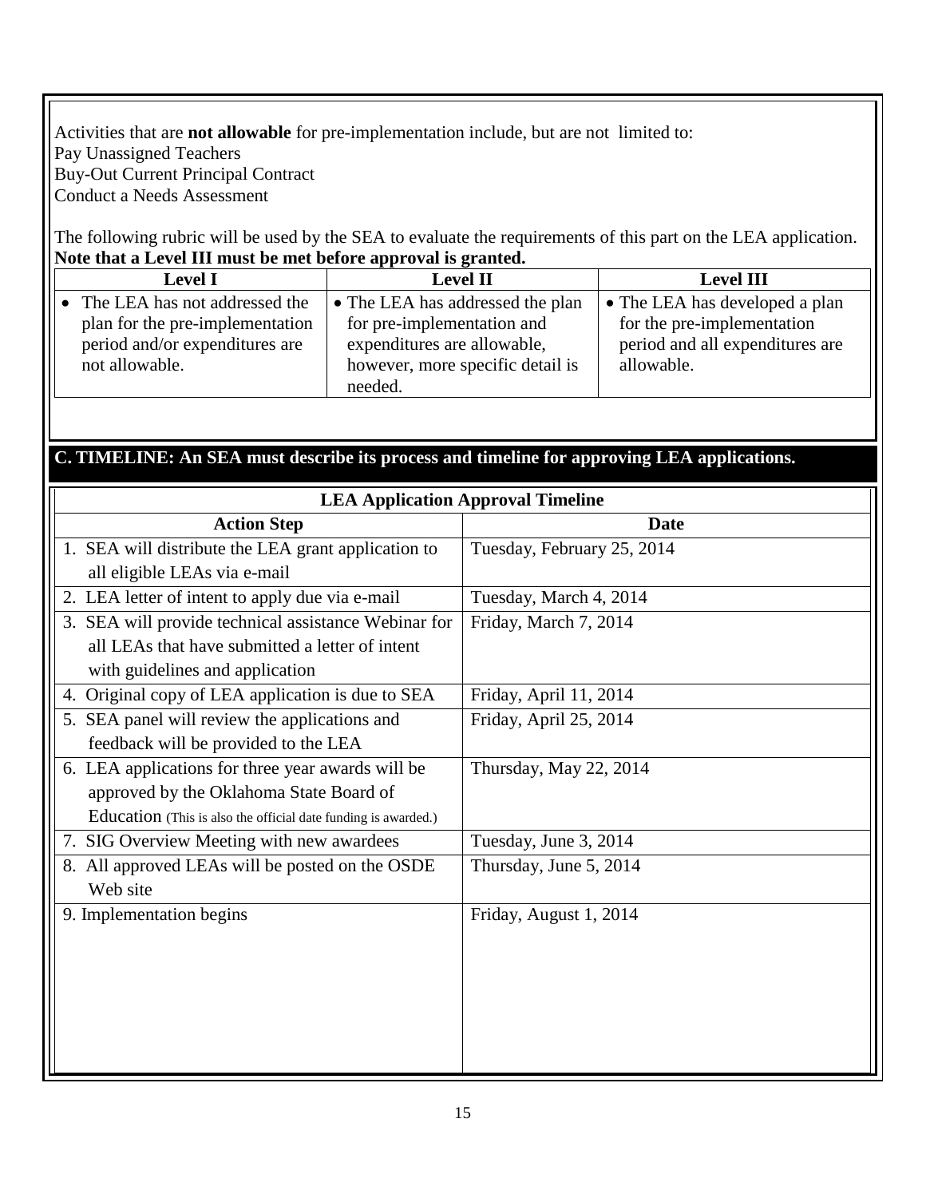Activities that are **not allowable** for pre-implementation include, but are not limited to:
Pay Unassigned Teachers
Buy-Out Current Principal Contract
Conduct a Needs Assessment

The following rubric will be used by the SEA to evaluate the requirements of this part on the LEA application. **Note that a Level III must be met before approval is granted.**

| Level I | Level II | Level III |
|---|---|---|
| • The LEA has not addressed the plan for the pre-implementation period and/or expenditures are not allowable. | • The LEA has addressed the plan for pre-implementation and expenditures are allowable, however, more specific detail is needed. | • The LEA has developed a plan for the pre-implementation period and all expenditures are allowable. |

## C. TIMELINE: An SEA must describe its process and timeline for approving LEA applications.

| LEA Application Approval Timeline | |
|---|---|
| **Action Step** | **Date** |
| 1. SEA will distribute the LEA grant application to all eligible LEAs via e-mail | Tuesday, February 25, 2014 |
| 2. LEA letter of intent to apply due via e-mail | Tuesday, March 4, 2014 |
| 3. SEA will provide technical assistance Webinar for all LEAs that have submitted a letter of intent with guidelines and application | Friday, March 7, 2014 |
| 4. Original copy of LEA application is due to SEA | Friday, April 11, 2014 |
| 5. SEA panel will review the applications and feedback will be provided to the LEA | Friday, April 25, 2014 |
| 6. LEA applications for three year awards will be approved by the Oklahoma State Board of Education (This is also the official date funding is awarded.) | Thursday, May 22, 2014 |
| 7. SIG Overview Meeting with new awardees | Tuesday, June 3, 2014 |
| 8. All approved LEAs will be posted on the OSDE Web site | Thursday, June 5, 2014 |
| 9. Implementation begins | Friday, August 1, 2014 |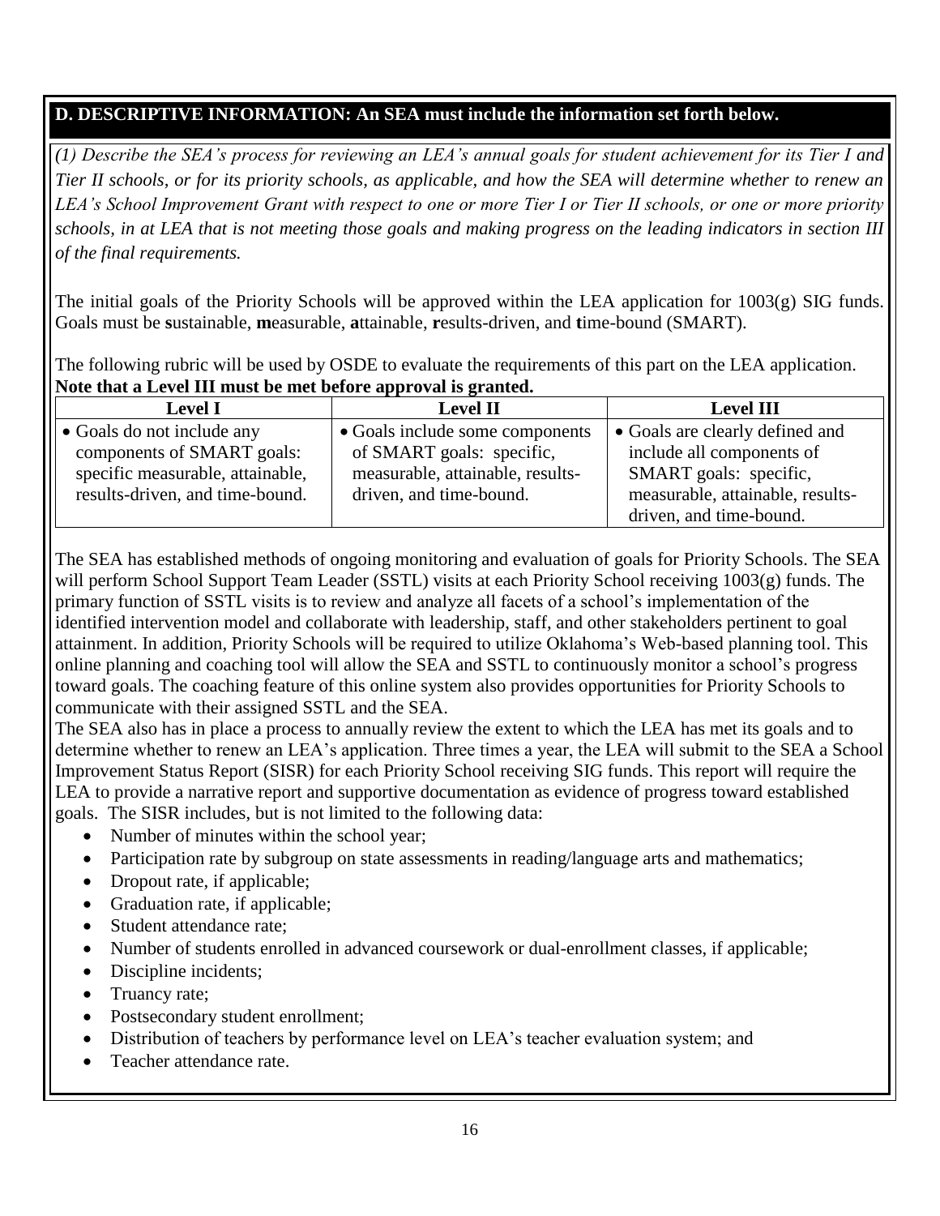## D. DESCRIPTIVE INFORMATION: An SEA must include the information set forth below.

*(1) Describe the SEA's process for reviewing an LEA's annual goals for student achievement for its Tier I and Tier II schools, or for its priority schools, as applicable, and how the SEA will determine whether to renew an LEA's School Improvement Grant with respect to one or more Tier I or Tier II schools, or one or more priority schools, in at LEA that is not meeting those goals and making progress on the leading indicators in section III of the final requirements.*

The initial goals of the Priority Schools will be approved within the LEA application for 1003(g) SIG funds. Goals must be **s**ustainable, **m**easurable, **a**ttainable, **r**esults-driven, and **t**ime-bound (SMART).

The following rubric will be used by OSDE to evaluate the requirements of this part on the LEA application. **Note that a Level III must be met before approval is granted.**

| Level I | Level II | Level III |
|---|---|---|
| • Goals do not include any components of SMART goals: specific measurable, attainable, results-driven, and time-bound. | • Goals include some components of SMART goals: specific, measurable, attainable, results-driven, and time-bound. | • Goals are clearly defined and include all components of SMART goals: specific, measurable, attainable, results-driven, and time-bound. |

The SEA has established methods of ongoing monitoring and evaluation of goals for Priority Schools. The SEA will perform School Support Team Leader (SSTL) visits at each Priority School receiving 1003(g) funds. The primary function of SSTL visits is to review and analyze all facets of a school's implementation of the identified intervention model and collaborate with leadership, staff, and other stakeholders pertinent to goal attainment. In addition, Priority Schools will be required to utilize Oklahoma's Web-based planning tool. This online planning and coaching tool will allow the SEA and SSTL to continuously monitor a school's progress toward goals. The coaching feature of this online system also provides opportunities for Priority Schools to communicate with their assigned SSTL and the SEA.

The SEA also has in place a process to annually review the extent to which the LEA has met its goals and to determine whether to renew an LEA's application. Three times a year, the LEA will submit to the SEA a School Improvement Status Report (SISR) for each Priority School receiving SIG funds. This report will require the LEA to provide a narrative report and supportive documentation as evidence of progress toward established goals. The SISR includes, but is not limited to the following data:

- Number of minutes within the school year;
- Participation rate by subgroup on state assessments in reading/language arts and mathematics;
- Dropout rate, if applicable;
- Graduation rate, if applicable;
- Student attendance rate;
- Number of students enrolled in advanced coursework or dual-enrollment classes, if applicable;
- Discipline incidents;
- Truancy rate;
- Postsecondary student enrollment;
- Distribution of teachers by performance level on LEA's teacher evaluation system; and
- Teacher attendance rate.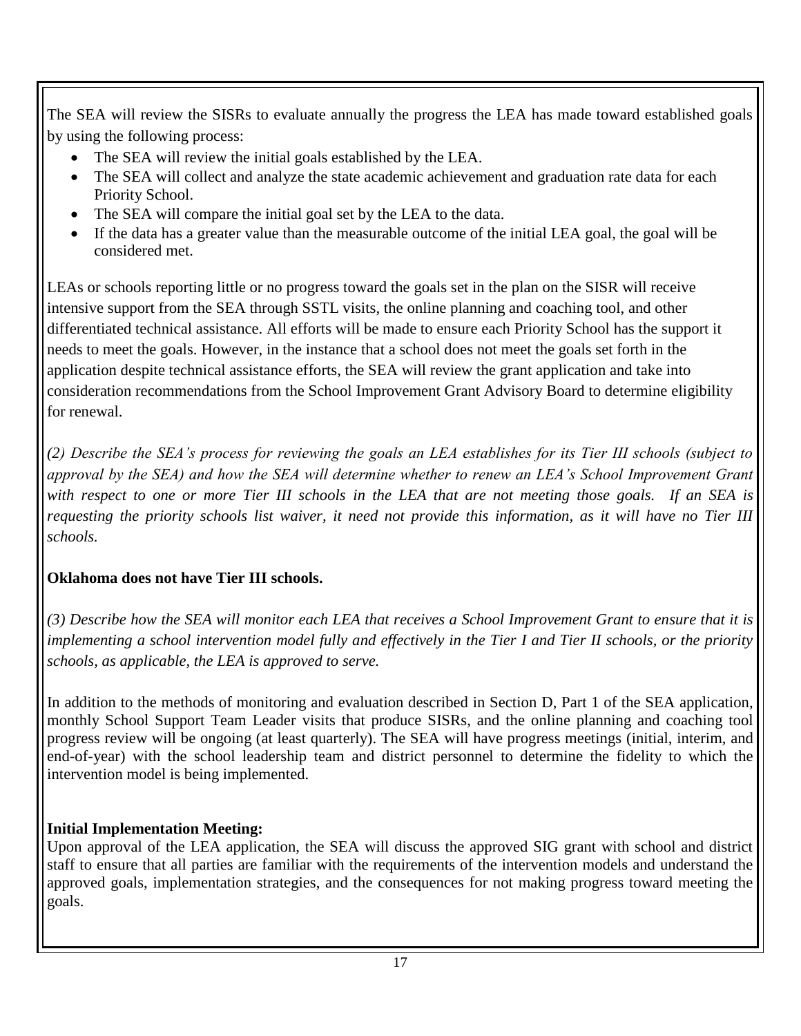The SEA will review the SISRs to evaluate annually the progress the LEA has made toward established goals by using the following process:

- The SEA will review the initial goals established by the LEA.
- The SEA will collect and analyze the state academic achievement and graduation rate data for each Priority School.
- The SEA will compare the initial goal set by the LEA to the data.
- If the data has a greater value than the measurable outcome of the initial LEA goal, the goal will be considered met.

LEAs or schools reporting little or no progress toward the goals set in the plan on the SISR will receive intensive support from the SEA through SSTL visits, the online planning and coaching tool, and other differentiated technical assistance. All efforts will be made to ensure each Priority School has the support it needs to meet the goals. However, in the instance that a school does not meet the goals set forth in the application despite technical assistance efforts, the SEA will review the grant application and take into consideration recommendations from the School Improvement Grant Advisory Board to determine eligibility for renewal.

*(2) Describe the SEA's process for reviewing the goals an LEA establishes for its Tier III schools (subject to approval by the SEA) and how the SEA will determine whether to renew an LEA's School Improvement Grant with respect to one or more Tier III schools in the LEA that are not meeting those goals. If an SEA is requesting the priority schools list waiver, it need not provide this information, as it will have no Tier III schools.*

**Oklahoma does not have Tier III schools.**

*(3) Describe how the SEA will monitor each LEA that receives a School Improvement Grant to ensure that it is implementing a school intervention model fully and effectively in the Tier I and Tier II schools, or the priority schools, as applicable, the LEA is approved to serve.*

In addition to the methods of monitoring and evaluation described in Section D, Part 1 of the SEA application, monthly School Support Team Leader visits that produce SISRs, and the online planning and coaching tool progress review will be ongoing (at least quarterly). The SEA will have progress meetings (initial, interim, and end-of-year) with the school leadership team and district personnel to determine the fidelity to which the intervention model is being implemented.

**Initial Implementation Meeting:**
Upon approval of the LEA application, the SEA will discuss the approved SIG grant with school and district staff to ensure that all parties are familiar with the requirements of the intervention models and understand the approved goals, implementation strategies, and the consequences for not making progress toward meeting the goals.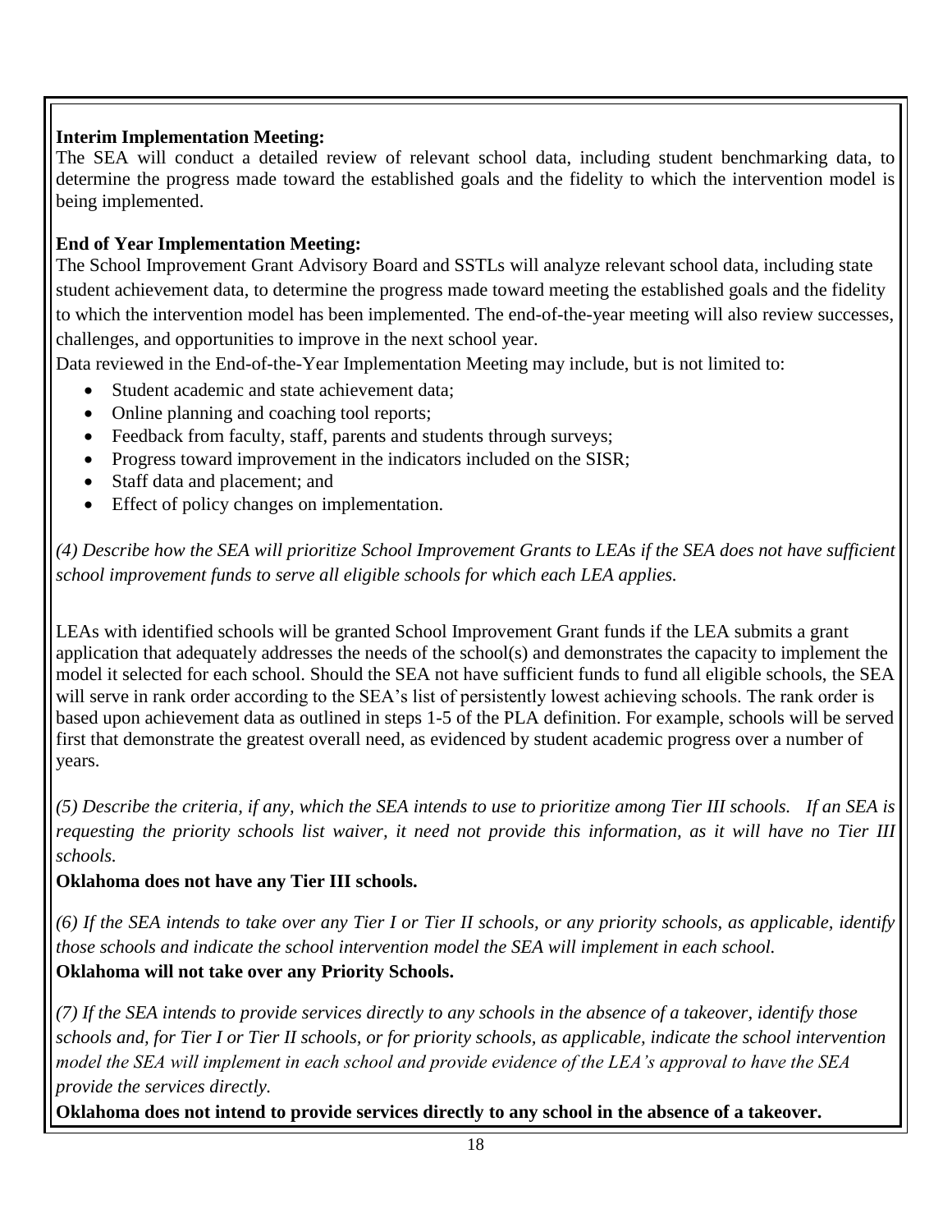**Interim Implementation Meeting:**
The SEA will conduct a detailed review of relevant school data, including student benchmarking data, to determine the progress made toward the established goals and the fidelity to which the intervention model is being implemented.

**End of Year Implementation Meeting:**
The School Improvement Grant Advisory Board and SSTLs will analyze relevant school data, including state student achievement data, to determine the progress made toward meeting the established goals and the fidelity to which the intervention model has been implemented. The end-of-the-year meeting will also review successes, challenges, and opportunities to improve in the next school year.
Data reviewed in the End-of-the-Year Implementation Meeting may include, but is not limited to:

- Student academic and state achievement data;
- Online planning and coaching tool reports;
- Feedback from faculty, staff, parents and students through surveys;
- Progress toward improvement in the indicators included on the SISR;
- Staff data and placement; and
- Effect of policy changes on implementation.

*(4) Describe how the SEA will prioritize School Improvement Grants to LEAs if the SEA does not have sufficient school improvement funds to serve all eligible schools for which each LEA applies.*

LEAs with identified schools will be granted School Improvement Grant funds if the LEA submits a grant application that adequately addresses the needs of the school(s) and demonstrates the capacity to implement the model it selected for each school. Should the SEA not have sufficient funds to fund all eligible schools, the SEA will serve in rank order according to the SEA's list of persistently lowest achieving schools. The rank order is based upon achievement data as outlined in steps 1-5 of the PLA definition. For example, schools will be served first that demonstrate the greatest overall need, as evidenced by student academic progress over a number of years.

*(5) Describe the criteria, if any, which the SEA intends to use to prioritize among Tier III schools. If an SEA is requesting the priority schools list waiver, it need not provide this information, as it will have no Tier III schools.*

**Oklahoma does not have any Tier III schools.**

*(6) If the SEA intends to take over any Tier I or Tier II schools, or any priority schools, as applicable, identify those schools and indicate the school intervention model the SEA will implement in each school.*

**Oklahoma will not take over any Priority Schools.**

*(7) If the SEA intends to provide services directly to any schools in the absence of a takeover, identify those schools and, for Tier I or Tier II schools, or for priority schools, as applicable, indicate the school intervention model the SEA will implement in each school and provide evidence of the LEA's approval to have the SEA provide the services directly.*

**Oklahoma does not intend to provide services directly to any school in the absence of a takeover.**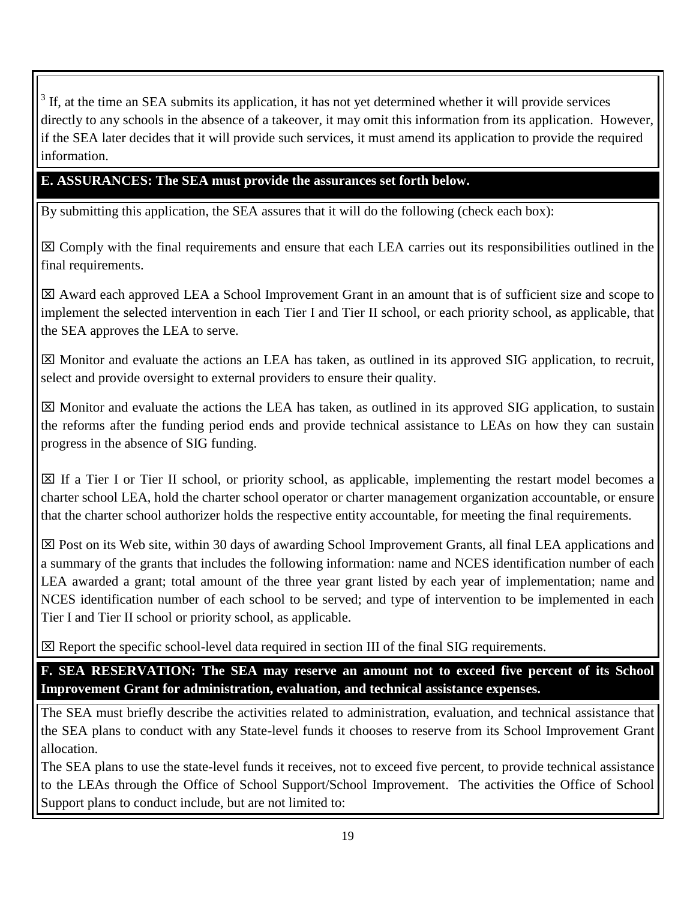[3] If, at the time an SEA submits its application, it has not yet determined whether it will provide services directly to any schools in the absence of a takeover, it may omit this information from its application. However, if the SEA later decides that it will provide such services, it must amend its application to provide the required information.

**E. ASSURANCES: The SEA must provide the assurances set forth below.**

By submitting this application, the SEA assures that it will do the following (check each box):

☒ Comply with the final requirements and ensure that each LEA carries out its responsibilities outlined in the final requirements.

☒ Award each approved LEA a School Improvement Grant in an amount that is of sufficient size and scope to implement the selected intervention in each Tier I and Tier II school, or each priority school, as applicable, that the SEA approves the LEA to serve.

☒ Monitor and evaluate the actions an LEA has taken, as outlined in its approved SIG application, to recruit, select and provide oversight to external providers to ensure their quality.

☒ Monitor and evaluate the actions the LEA has taken, as outlined in its approved SIG application, to sustain the reforms after the funding period ends and provide technical assistance to LEAs on how they can sustain progress in the absence of SIG funding.

☒ If a Tier I or Tier II school, or priority school, as applicable, implementing the restart model becomes a charter school LEA, hold the charter school operator or charter management organization accountable, or ensure that the charter school authorizer holds the respective entity accountable, for meeting the final requirements.

☒ Post on its Web site, within 30 days of awarding School Improvement Grants, all final LEA applications and a summary of the grants that includes the following information: name and NCES identification number of each LEA awarded a grant; total amount of the three year grant listed by each year of implementation; name and NCES identification number of each school to be served; and type of intervention to be implemented in each Tier I and Tier II school or priority school, as applicable.

☒ Report the specific school-level data required in section III of the final SIG requirements.

**F. SEA RESERVATION: The SEA may reserve an amount not to exceed five percent of its School Improvement Grant for administration, evaluation, and technical assistance expenses.**

The SEA must briefly describe the activities related to administration, evaluation, and technical assistance that the SEA plans to conduct with any State-level funds it chooses to reserve from its School Improvement Grant allocation.

The SEA plans to use the state-level funds it receives, not to exceed five percent, to provide technical assistance to the LEAs through the Office of School Support/School Improvement. The activities the Office of School Support plans to conduct include, but are not limited to: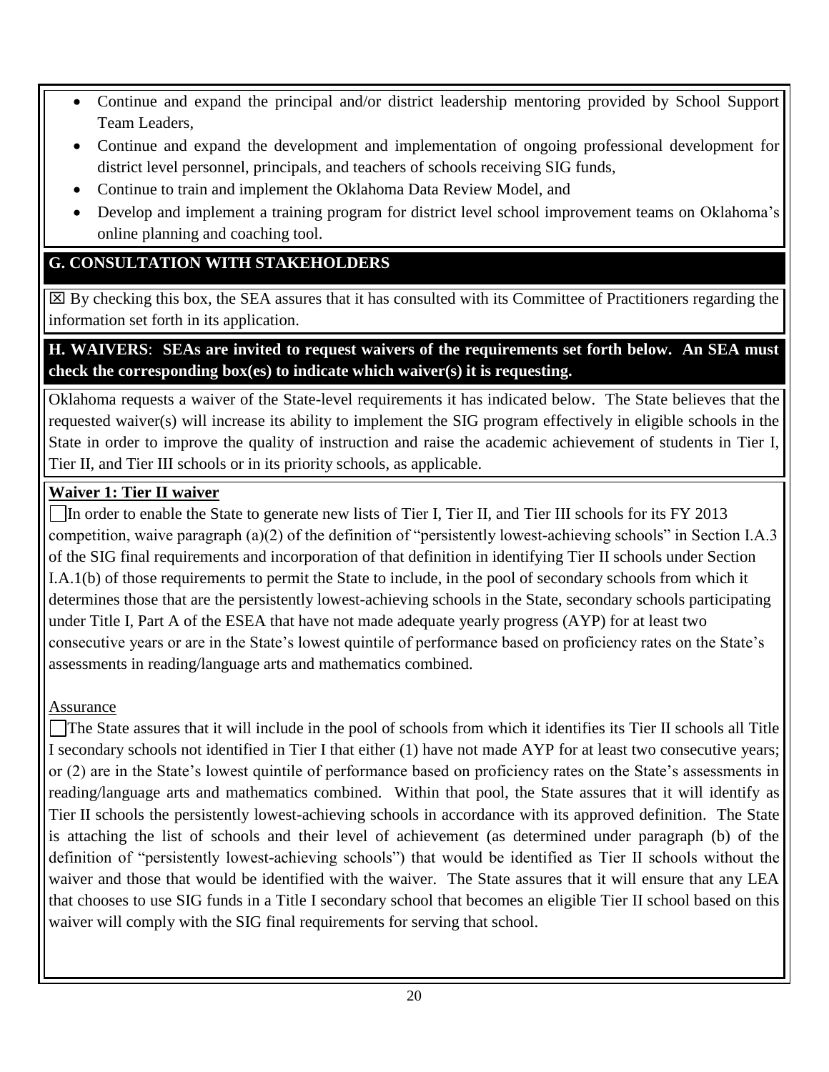- Continue and expand the principal and/or district leadership mentoring provided by School Support Team Leaders,
- Continue and expand the development and implementation of ongoing professional development for district level personnel, principals, and teachers of schools receiving SIG funds,
- Continue to train and implement the Oklahoma Data Review Model, and
- Develop and implement a training program for district level school improvement teams on Oklahoma's online planning and coaching tool.

## G. CONSULTATION WITH STAKEHOLDERS

☒ By checking this box, the SEA assures that it has consulted with its Committee of Practitioners regarding the information set forth in its application.

## H. WAIVERS: SEAs are invited to request waivers of the requirements set forth below. An SEA must check the corresponding box(es) to indicate which waiver(s) it is requesting.

Oklahoma requests a waiver of the State-level requirements it has indicated below. The State believes that the requested waiver(s) will increase its ability to implement the SIG program effectively in eligible schools in the State in order to improve the quality of instruction and raise the academic achievement of students in Tier I, Tier II, and Tier III schools or in its priority schools, as applicable.

**Waiver 1: Tier II waiver**

☐ In order to enable the State to generate new lists of Tier I, Tier II, and Tier III schools for its FY 2013 competition, waive paragraph (a)(2) of the definition of "persistently lowest-achieving schools" in Section I.A.3 of the SIG final requirements and incorporation of that definition in identifying Tier II schools under Section I.A.1(b) of those requirements to permit the State to include, in the pool of secondary schools from which it determines those that are the persistently lowest-achieving schools in the State, secondary schools participating under Title I, Part A of the ESEA that have not made adequate yearly progress (AYP) for at least two consecutive years or are in the State's lowest quintile of performance based on proficiency rates on the State's assessments in reading/language arts and mathematics combined.

Assurance

☐ The State assures that it will include in the pool of schools from which it identifies its Tier II schools all Title I secondary schools not identified in Tier I that either (1) have not made AYP for at least two consecutive years; or (2) are in the State's lowest quintile of performance based on proficiency rates on the State's assessments in reading/language arts and mathematics combined. Within that pool, the State assures that it will identify as Tier II schools the persistently lowest-achieving schools in accordance with its approved definition. The State is attaching the list of schools and their level of achievement (as determined under paragraph (b) of the definition of "persistently lowest-achieving schools") that would be identified as Tier II schools without the waiver and those that would be identified with the waiver. The State assures that it will ensure that any LEA that chooses to use SIG funds in a Title I secondary school that becomes an eligible Tier II school based on this waiver will comply with the SIG final requirements for serving that school.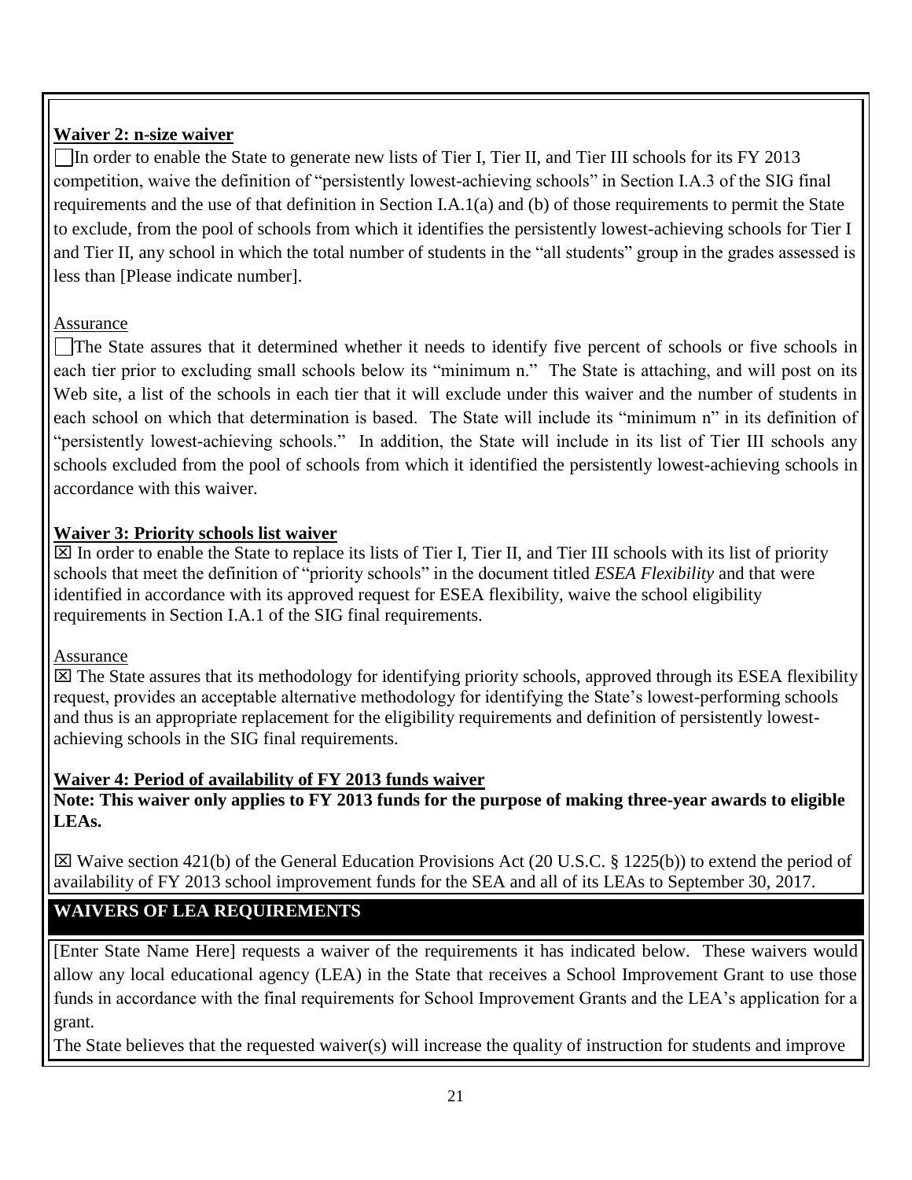**Waiver 2: n-size waiver**

☐ In order to enable the State to generate new lists of Tier I, Tier II, and Tier III schools for its FY 2013 competition, waive the definition of "persistently lowest-achieving schools" in Section I.A.3 of the SIG final requirements and the use of that definition in Section I.A.1(a) and (b) of those requirements to permit the State to exclude, from the pool of schools from which it identifies the persistently lowest-achieving schools for Tier I and Tier II, any school in which the total number of students in the "all students" group in the grades assessed is less than [Please indicate number].

Assurance

☐ The State assures that it determined whether it needs to identify five percent of schools or five schools in each tier prior to excluding small schools below its "minimum n." The State is attaching, and will post on its Web site, a list of the schools in each tier that it will exclude under this waiver and the number of students in each school on which that determination is based. The State will include its "minimum n" in its definition of "persistently lowest-achieving schools." In addition, the State will include in its list of Tier III schools any schools excluded from the pool of schools from which it identified the persistently lowest-achieving schools in accordance with this waiver.

**Waiver 3: Priority schools list waiver**

☒ In order to enable the State to replace its lists of Tier I, Tier II, and Tier III schools with its list of priority schools that meet the definition of "priority schools" in the document titled *ESEA Flexibility* and that were identified in accordance with its approved request for ESEA flexibility, waive the school eligibility requirements in Section I.A.1 of the SIG final requirements.

Assurance

☒ The State assures that its methodology for identifying priority schools, approved through its ESEA flexibility request, provides an acceptable alternative methodology for identifying the State's lowest-performing schools and thus is an appropriate replacement for the eligibility requirements and definition of persistently lowest-achieving schools in the SIG final requirements.

**Waiver 4: Period of availability of FY 2013 funds waiver**

**Note: This waiver only applies to FY 2013 funds for the purpose of making three-year awards to eligible LEAs.**

☒ Waive section 421(b) of the General Education Provisions Act (20 U.S.C. § 1225(b)) to extend the period of availability of FY 2013 school improvement funds for the SEA and all of its LEAs to September 30, 2017.

## WAIVERS OF LEA REQUIREMENTS

[Enter State Name Here] requests a waiver of the requirements it has indicated below. These waivers would allow any local educational agency (LEA) in the State that receives a School Improvement Grant to use those funds in accordance with the final requirements for School Improvement Grants and the LEA's application for a grant.

The State believes that the requested waiver(s) will increase the quality of instruction for students and improve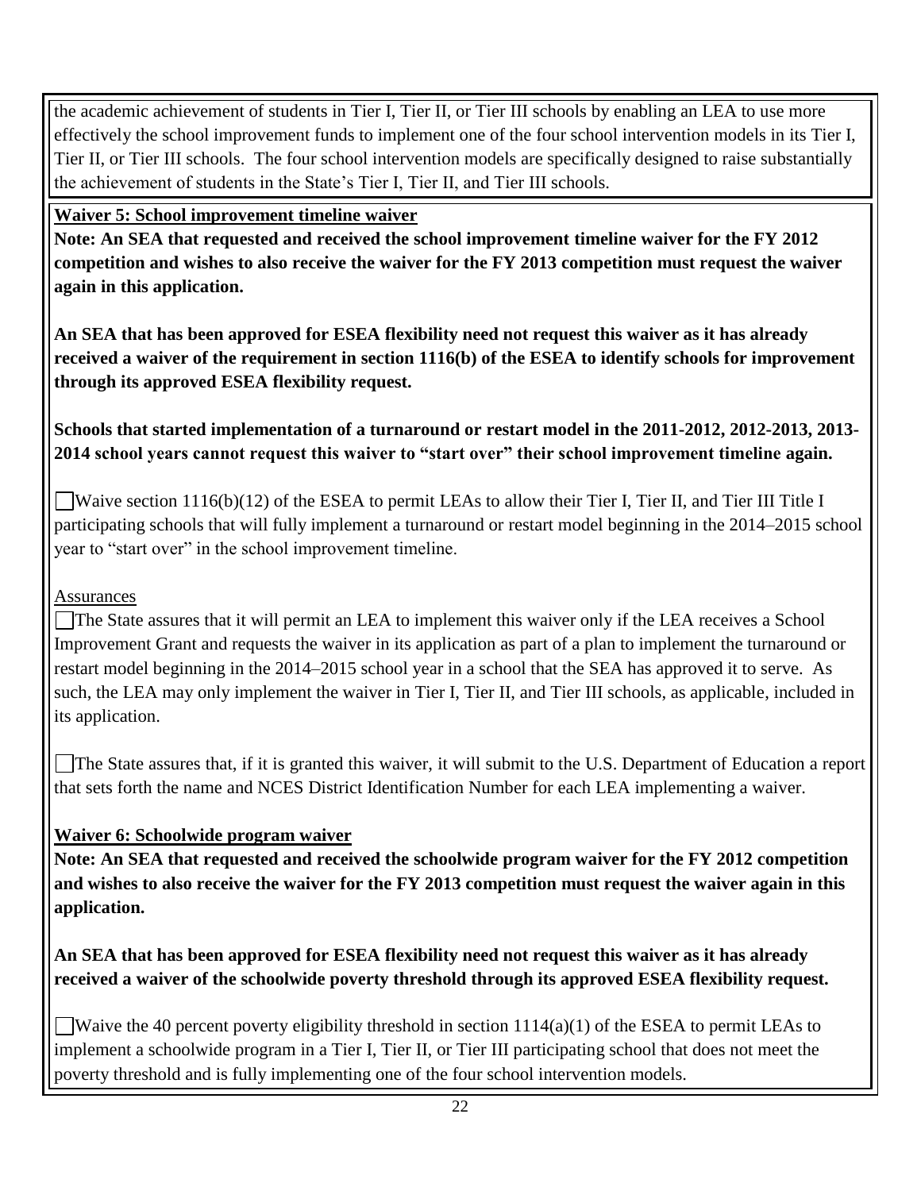the academic achievement of students in Tier I, Tier II, or Tier III schools by enabling an LEA to use more effectively the school improvement funds to implement one of the four school intervention models in its Tier I, Tier II, or Tier III schools. The four school intervention models are specifically designed to raise substantially the achievement of students in the State's Tier I, Tier II, and Tier III schools.

**Waiver 5: School improvement timeline waiver**

**Note: An SEA that requested and received the school improvement timeline waiver for the FY 2012 competition and wishes to also receive the waiver for the FY 2013 competition must request the waiver again in this application.**

**An SEA that has been approved for ESEA flexibility need not request this waiver as it has already received a waiver of the requirement in section 1116(b) of the ESEA to identify schools for improvement through its approved ESEA flexibility request.**

**Schools that started implementation of a turnaround or restart model in the 2011-2012, 2012-2013, 2013-2014 school years cannot request this waiver to "start over" their school improvement timeline again.**

☐ Waive section 1116(b)(12) of the ESEA to permit LEAs to allow their Tier I, Tier II, and Tier III Title I participating schools that will fully implement a turnaround or restart model beginning in the 2014–2015 school year to "start over" in the school improvement timeline.

Assurances

☐ The State assures that it will permit an LEA to implement this waiver only if the LEA receives a School Improvement Grant and requests the waiver in its application as part of a plan to implement the turnaround or restart model beginning in the 2014–2015 school year in a school that the SEA has approved it to serve. As such, the LEA may only implement the waiver in Tier I, Tier II, and Tier III schools, as applicable, included in its application.

☐ The State assures that, if it is granted this waiver, it will submit to the U.S. Department of Education a report that sets forth the name and NCES District Identification Number for each LEA implementing a waiver.

**Waiver 6: Schoolwide program waiver**

**Note: An SEA that requested and received the schoolwide program waiver for the FY 2012 competition and wishes to also receive the waiver for the FY 2013 competition must request the waiver again in this application.**

**An SEA that has been approved for ESEA flexibility need not request this waiver as it has already received a waiver of the schoolwide poverty threshold through its approved ESEA flexibility request.**

☐ Waive the 40 percent poverty eligibility threshold in section 1114(a)(1) of the ESEA to permit LEAs to implement a schoolwide program in a Tier I, Tier II, or Tier III participating school that does not meet the poverty threshold and is fully implementing one of the four school intervention models.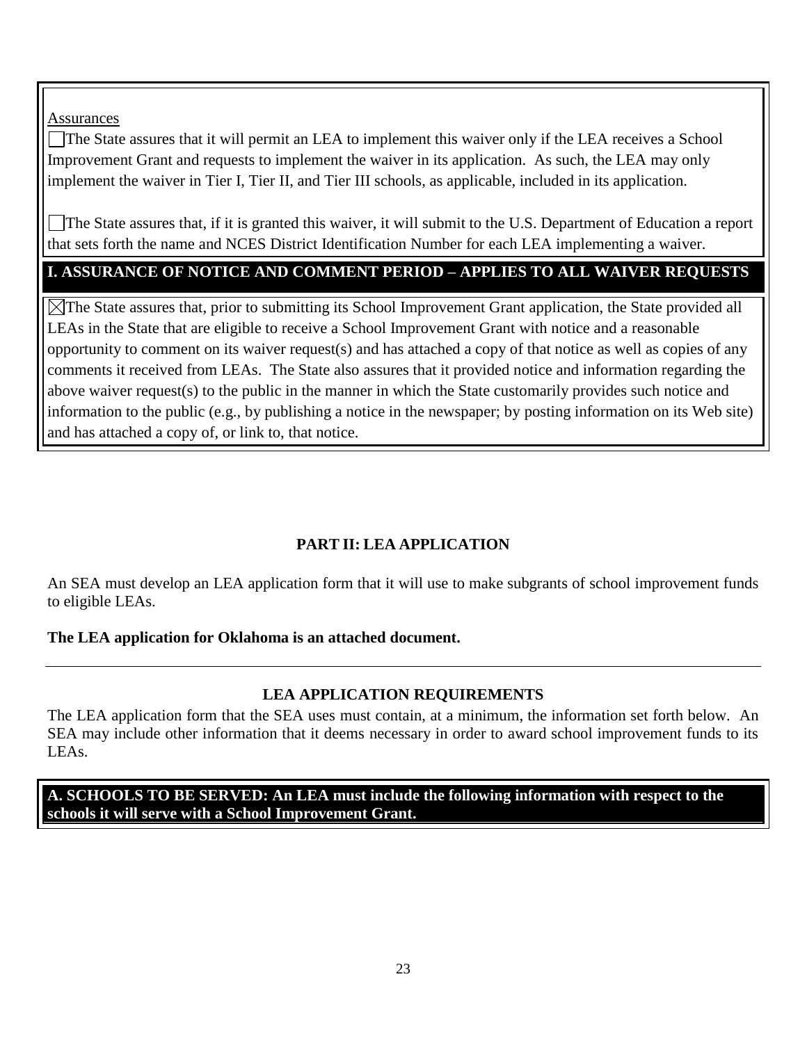Assurances

☐ The State assures that it will permit an LEA to implement this waiver only if the LEA receives a School Improvement Grant and requests to implement the waiver in its application. As such, the LEA may only implement the waiver in Tier I, Tier II, and Tier III schools, as applicable, included in its application.

☐ The State assures that, if it is granted this waiver, it will submit to the U.S. Department of Education a report that sets forth the name and NCES District Identification Number for each LEA implementing a waiver.

## I. ASSURANCE OF NOTICE AND COMMENT PERIOD – APPLIES TO ALL WAIVER REQUESTS

☒ The State assures that, prior to submitting its School Improvement Grant application, the State provided all LEAs in the State that are eligible to receive a School Improvement Grant with notice and a reasonable opportunity to comment on its waiver request(s) and has attached a copy of that notice as well as copies of any comments it received from LEAs. The State also assures that it provided notice and information regarding the above waiver request(s) to the public in the manner in which the State customarily provides such notice and information to the public (e.g., by publishing a notice in the newspaper; by posting information on its Web site) and has attached a copy of, or link to, that notice.

# PART II: LEA APPLICATION

An SEA must develop an LEA application form that it will use to make subgrants of school improvement funds to eligible LEAs.

**The LEA application for Oklahoma is an attached document.**

---

## LEA APPLICATION REQUIREMENTS

The LEA application form that the SEA uses must contain, at a minimum, the information set forth below. An SEA may include other information that it deems necessary in order to award school improvement funds to its LEAs.

## A. SCHOOLS TO BE SERVED: An LEA must include the following information with respect to the schools it will serve with a School Improvement Grant.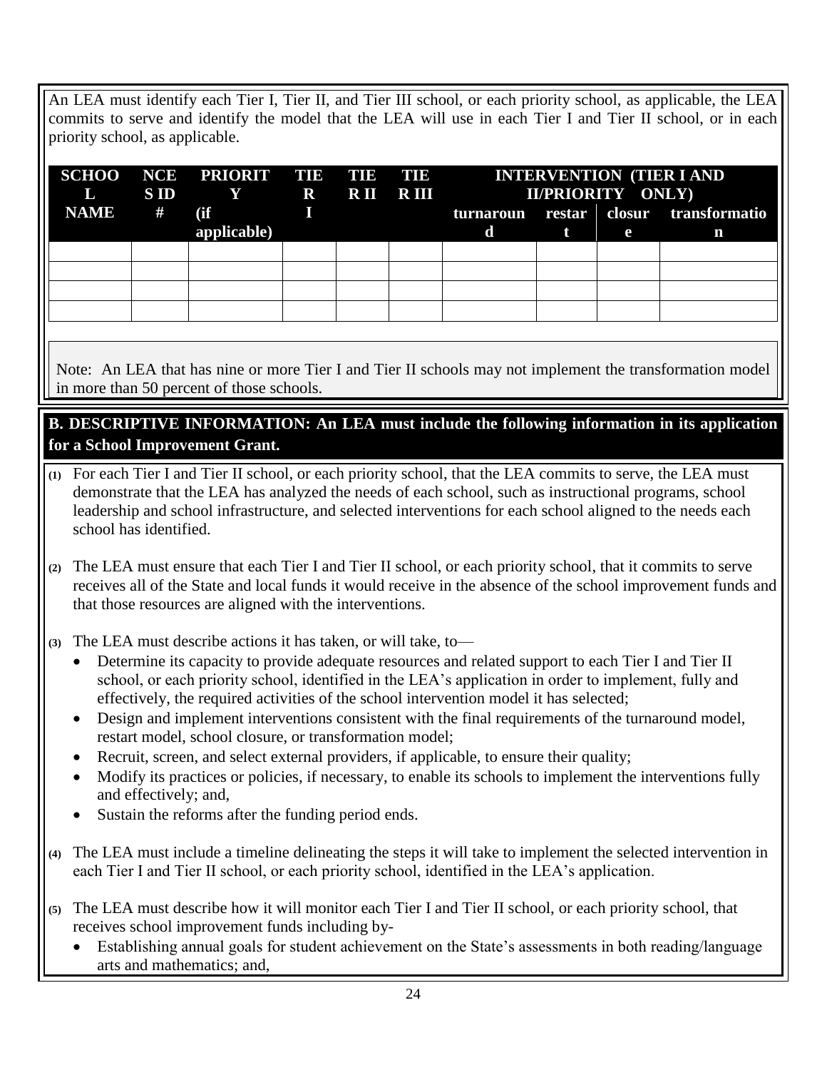An LEA must identify each Tier I, Tier II, and Tier III school, or each priority school, as applicable, the LEA commits to serve and identify the model that the LEA will use in each Tier I and Tier II school, or in each priority school, as applicable.

| SCHOOL NAME | NCES ID # | PRIORITY (if applicable) | TIER I | TIER II | TIER III | INTERVENTION (TIER I AND II/PRIORITY ONLY) | | | |
|---|---|---|---|---|---|---|---|---|---|
| | | | | | | turnaround | restart | closure | transformation |
| | | | | | | | | | |
| | | | | | | | | | |
| | | | | | | | | | |
| | | | | | | | | | |

Note: An LEA that has nine or more Tier I and Tier II schools may not implement the transformation model in more than 50 percent of those schools.

**B. DESCRIPTIVE INFORMATION: An LEA must include the following information in its application for a School Improvement Grant.**

**(1)** For each Tier I and Tier II school, or each priority school, that the LEA commits to serve, the LEA must demonstrate that the LEA has analyzed the needs of each school, such as instructional programs, school leadership and school infrastructure, and selected interventions for each school aligned to the needs each school has identified.

**(2)** The LEA must ensure that each Tier I and Tier II school, or each priority school, that it commits to serve receives all of the State and local funds it would receive in the absence of the school improvement funds and that those resources are aligned with the interventions.

**(3)** The LEA must describe actions it has taken, or will take, to—

- Determine its capacity to provide adequate resources and related support to each Tier I and Tier II school, or each priority school, identified in the LEA's application in order to implement, fully and effectively, the required activities of the school intervention model it has selected;
- Design and implement interventions consistent with the final requirements of the turnaround model, restart model, school closure, or transformation model;
- Recruit, screen, and select external providers, if applicable, to ensure their quality;
- Modify its practices or policies, if necessary, to enable its schools to implement the interventions fully and effectively; and,
- Sustain the reforms after the funding period ends.

**(4)** The LEA must include a timeline delineating the steps it will take to implement the selected intervention in each Tier I and Tier II school, or each priority school, identified in the LEA's application.

**(5)** The LEA must describe how it will monitor each Tier I and Tier II school, or each priority school, that receives school improvement funds including by-

- Establishing annual goals for student achievement on the State's assessments in both reading/language arts and mathematics; and,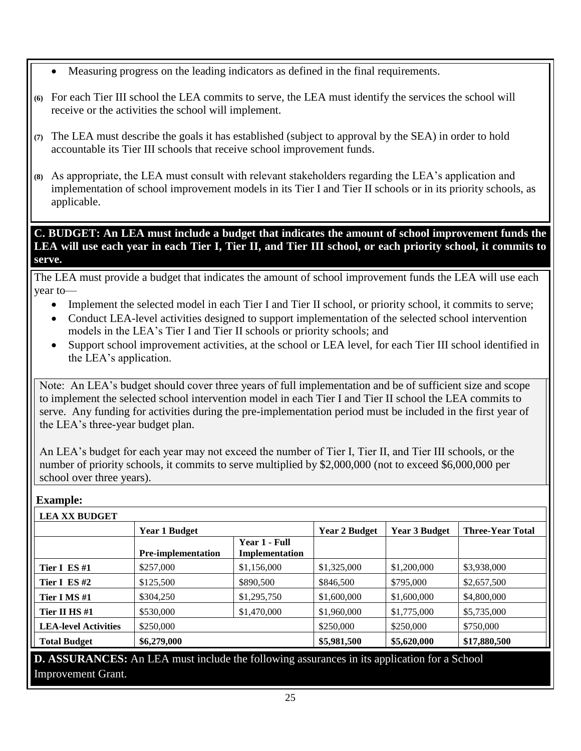- Measuring progress on the leading indicators as defined in the final requirements.

**(6)** For each Tier III school the LEA commits to serve, the LEA must identify the services the school will receive or the activities the school will implement.

**(7)** The LEA must describe the goals it has established (subject to approval by the SEA) in order to hold accountable its Tier III schools that receive school improvement funds.

**(8)** As appropriate, the LEA must consult with relevant stakeholders regarding the LEA's application and implementation of school improvement models in its Tier I and Tier II schools or in its priority schools, as applicable.

**C. BUDGET: An LEA must include a budget that indicates the amount of school improvement funds the LEA will use each year in each Tier I, Tier II, and Tier III school, or each priority school, it commits to serve.**

The LEA must provide a budget that indicates the amount of school improvement funds the LEA will use each year to—

- Implement the selected model in each Tier I and Tier II school, or priority school, it commits to serve;
- Conduct LEA-level activities designed to support implementation of the selected school intervention models in the LEA's Tier I and Tier II schools or priority schools; and
- Support school improvement activities, at the school or LEA level, for each Tier III school identified in the LEA's application.

Note: An LEA's budget should cover three years of full implementation and be of sufficient size and scope to implement the selected school intervention model in each Tier I and Tier II school the LEA commits to serve. Any funding for activities during the pre-implementation period must be included in the first year of the LEA's three-year budget plan.

An LEA's budget for each year may not exceed the number of Tier I, Tier II, and Tier III schools, or the number of priority schools, it commits to serve multiplied by $2,000,000 (not to exceed $6,000,000 per school over three years).

**Example:**

**LEA XX BUDGET**

| | **Year 1 Budget** | | **Year 2 Budget** | **Year 3 Budget** | **Three-Year Total** |
|---|---|---|---|---|---|
| | **Pre-implementation** | **Year 1 - Full Implementation** | | | |
| **Tier I ES #1** | $257,000 | $1,156,000 | $1,325,000 | $1,200,000 | $3,938,000 |
| **Tier I ES #2** | $125,500 | $890,500 | $846,500 | $795,000 | $2,657,500 |
| **Tier I MS #1** | $304,250 | $1,295,750 | $1,600,000 | $1,600,000 | $4,800,000 |
| **Tier II HS #1** | $530,000 | $1,470,000 | $1,960,000 | $1,775,000 | $5,735,000 |
| **LEA-level Activities** | $250,000 | | $250,000 | $250,000 | $750,000 |
| **Total Budget** | **$6,279,000** | | **$5,981,500** | **$5,620,000** | **$17,880,500** |

**D. ASSURANCES:** An LEA must include the following assurances in its application for a School Improvement Grant.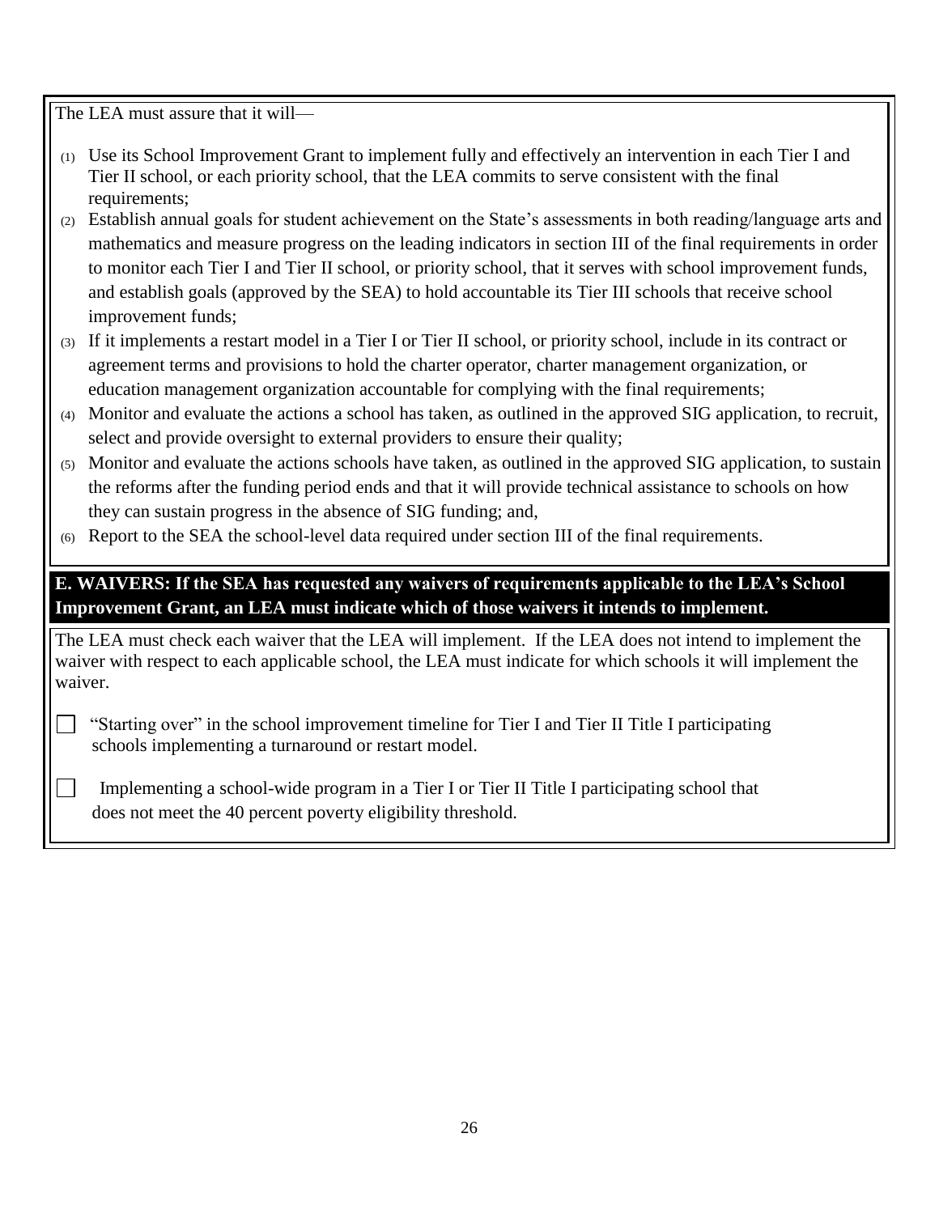The LEA must assure that it will—

(1) Use its School Improvement Grant to implement fully and effectively an intervention in each Tier I and Tier II school, or each priority school, that the LEA commits to serve consistent with the final requirements;
(2) Establish annual goals for student achievement on the State's assessments in both reading/language arts and mathematics and measure progress on the leading indicators in section III of the final requirements in order to monitor each Tier I and Tier II school, or priority school, that it serves with school improvement funds, and establish goals (approved by the SEA) to hold accountable its Tier III schools that receive school improvement funds;
(3) If it implements a restart model in a Tier I or Tier II school, or priority school, include in its contract or agreement terms and provisions to hold the charter operator, charter management organization, or education management organization accountable for complying with the final requirements;
(4) Monitor and evaluate the actions a school has taken, as outlined in the approved SIG application, to recruit, select and provide oversight to external providers to ensure their quality;
(5) Monitor and evaluate the actions schools have taken, as outlined in the approved SIG application, to sustain the reforms after the funding period ends and that it will provide technical assistance to schools on how they can sustain progress in the absence of SIG funding; and,
(6) Report to the SEA the school-level data required under section III of the final requirements.

**E. WAIVERS: If the SEA has requested any waivers of requirements applicable to the LEA's School Improvement Grant, an LEA must indicate which of those waivers it intends to implement.**

The LEA must check each waiver that the LEA will implement. If the LEA does not intend to implement the waiver with respect to each applicable school, the LEA must indicate for which schools it will implement the waiver.

☐ "Starting over" in the school improvement timeline for Tier I and Tier II Title I participating schools implementing a turnaround or restart model.

☐ Implementing a school-wide program in a Tier I or Tier II Title I participating school that does not meet the 40 percent poverty eligibility threshold.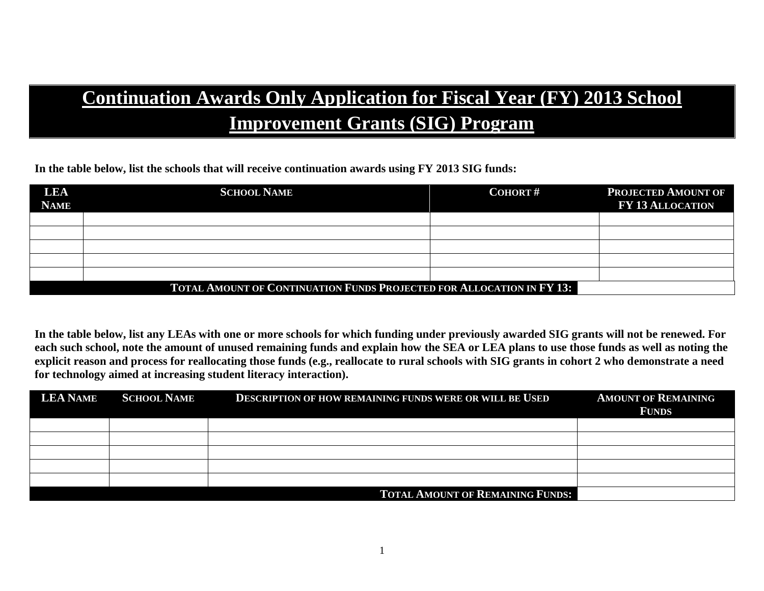# Continuation Awards Only Application for Fiscal Year (FY) 2013 School Improvement Grants (SIG) Program

**In the table below, list the schools that will receive continuation awards using FY 2013 SIG funds:**

| LEA Name | School Name | Cohort # | Projected Amount of FY 13 Allocation |
|---|---|---|---|
| | | | |
| | | | |
| | | | |
| | | | |
| | | | |
| | | **Total Amount of Continuation Funds Projected for Allocation in FY 13:** | |

**In the table below, list any LEAs with one or more schools for which funding under previously awarded SIG grants will not be renewed. For each such school, note the amount of unused remaining funds and explain how the SEA or LEA plans to use those funds as well as noting the explicit reason and process for reallocating those funds (e.g., reallocate to rural schools with SIG grants in cohort 2 who demonstrate a need for technology aimed at increasing student literacy interaction).**

| LEA Name | School Name | Description of how remaining funds were or will be Used | Amount of Remaining Funds |
|---|---|---|---|
| | | | |
| | | | |
| | | | |
| | | | |
| | | | |
| | | **Total Amount of Remaining Funds:** | |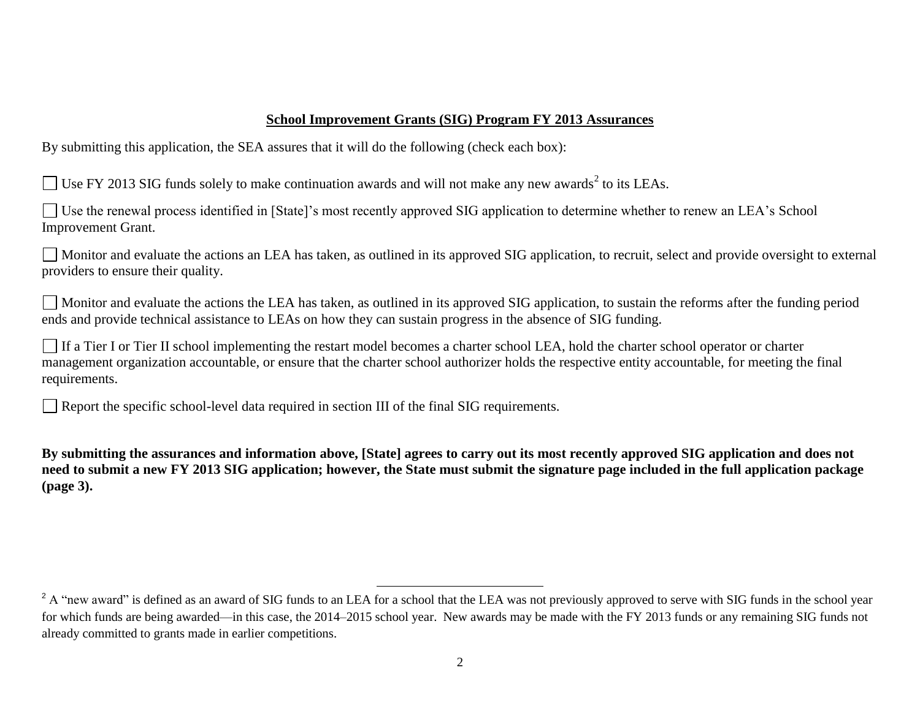**School Improvement Grants (SIG) Program FY 2013 Assurances**

By submitting this application, the SEA assures that it will do the following (check each box):

☐ Use FY 2013 SIG funds solely to make continuation awards and will not make any new awards[2] to its LEAs.

☐ Use the renewal process identified in [State]'s most recently approved SIG application to determine whether to renew an LEA's School Improvement Grant.

☐ Monitor and evaluate the actions an LEA has taken, as outlined in its approved SIG application, to recruit, select and provide oversight to external providers to ensure their quality.

☐ Monitor and evaluate the actions the LEA has taken, as outlined in its approved SIG application, to sustain the reforms after the funding period ends and provide technical assistance to LEAs on how they can sustain progress in the absence of SIG funding.

☐ If a Tier I or Tier II school implementing the restart model becomes a charter school LEA, hold the charter school operator or charter management organization accountable, or ensure that the charter school authorizer holds the respective entity accountable, for meeting the final requirements.

☐ Report the specific school-level data required in section III of the final SIG requirements.

**By submitting the assurances and information above, [State] agrees to carry out its most recently approved SIG application and does not need to submit a new FY 2013 SIG application; however, the State must submit the signature page included in the full application package (page 3).**

---

[2] A "new award" is defined as an award of SIG funds to an LEA for a school that the LEA was not previously approved to serve with SIG funds in the school year for which funds are being awarded—in this case, the 2014–2015 school year. New awards may be made with the FY 2013 funds or any remaining SIG funds not already committed to grants made in earlier competitions.